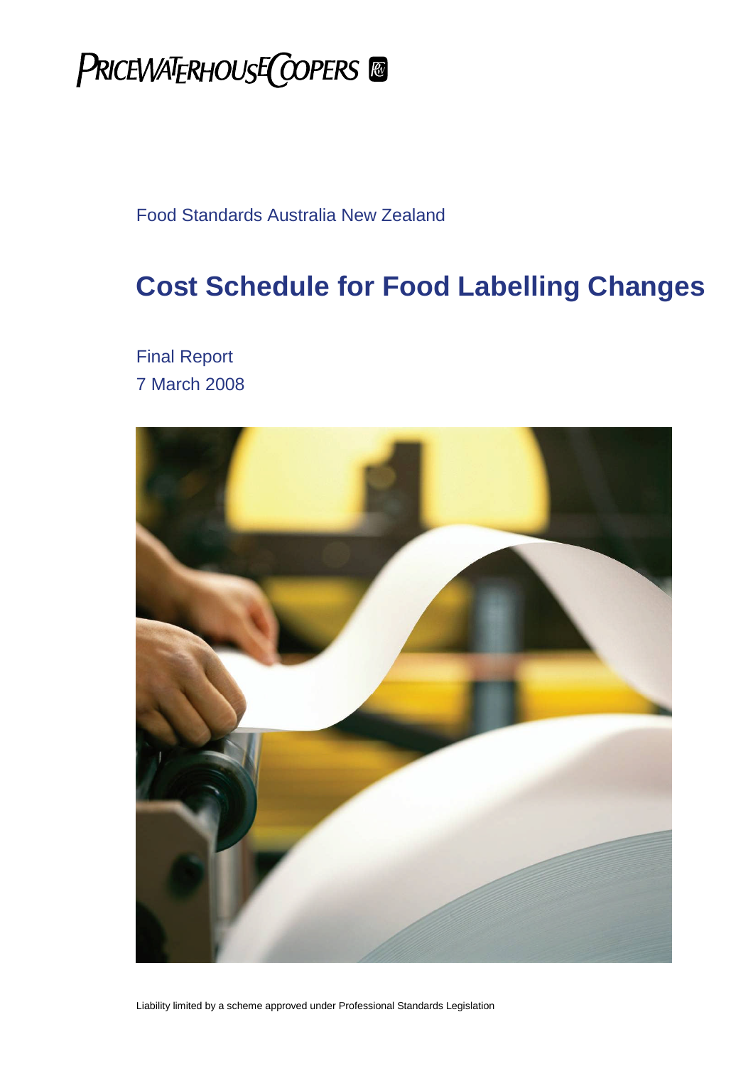PRICEWATERHOUSECOOPERS

Food Standards Australia New Zealand

# Cost Schedule for Food Labelling Changes

Final Report
7 March 2008

Liability limited by a scheme approved under Professional Standards Legislation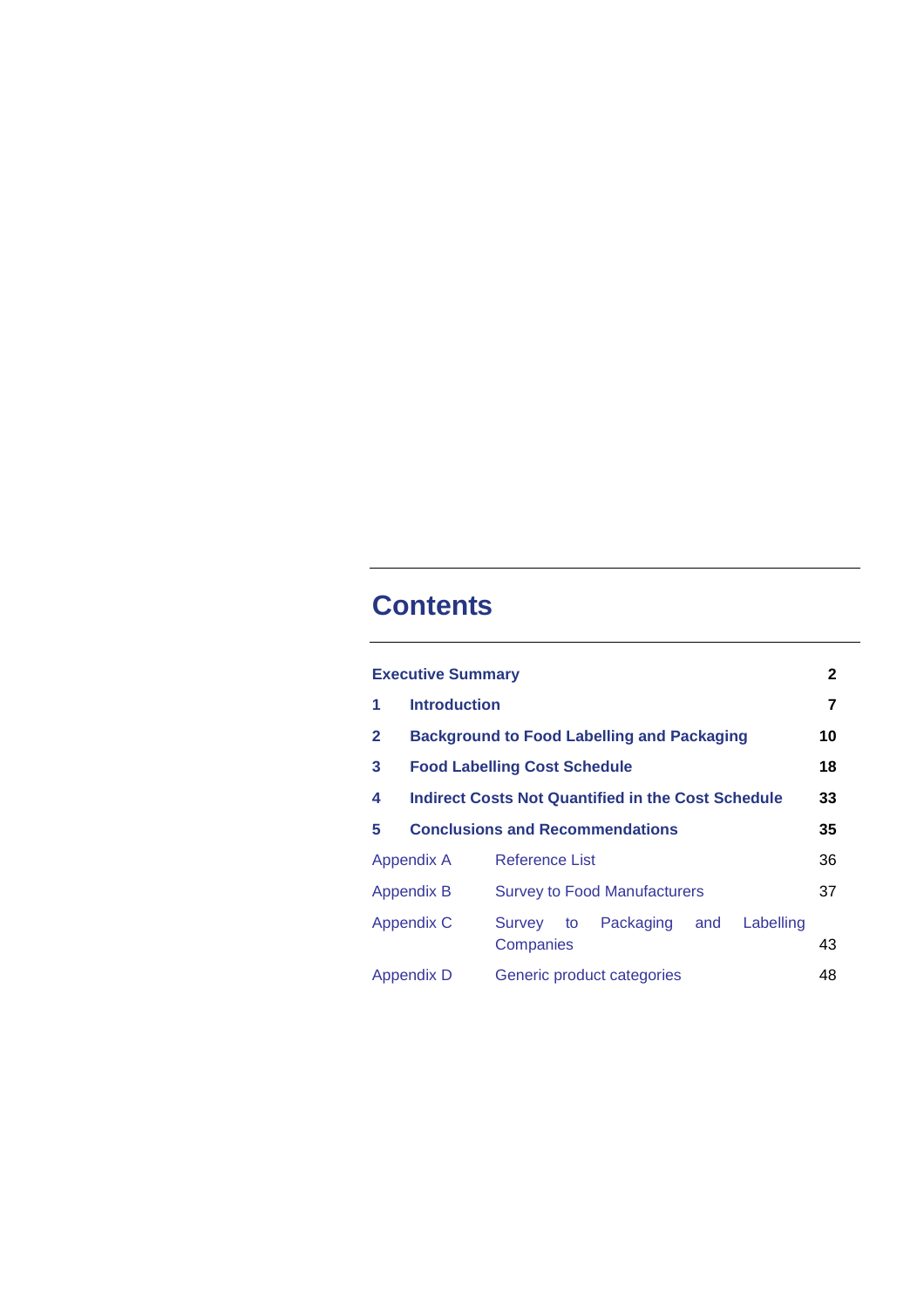# Contents

| | | |
|---|---|---|
| **Executive Summary** | | **2** |
| **1** | **Introduction** | **7** |
| **2** | **Background to Food Labelling and Packaging** | **10** |
| **3** | **Food Labelling Cost Schedule** | **18** |
| **4** | **Indirect Costs Not Quantified in the Cost Schedule** | **33** |
| **5** | **Conclusions and Recommendations** | **35** |
| Appendix A | Reference List | 36 |
| Appendix B | Survey to Food Manufacturers | 37 |
| Appendix C | Survey to Packaging and Labelling Companies | 43 |
| Appendix D | Generic product categories | 48 |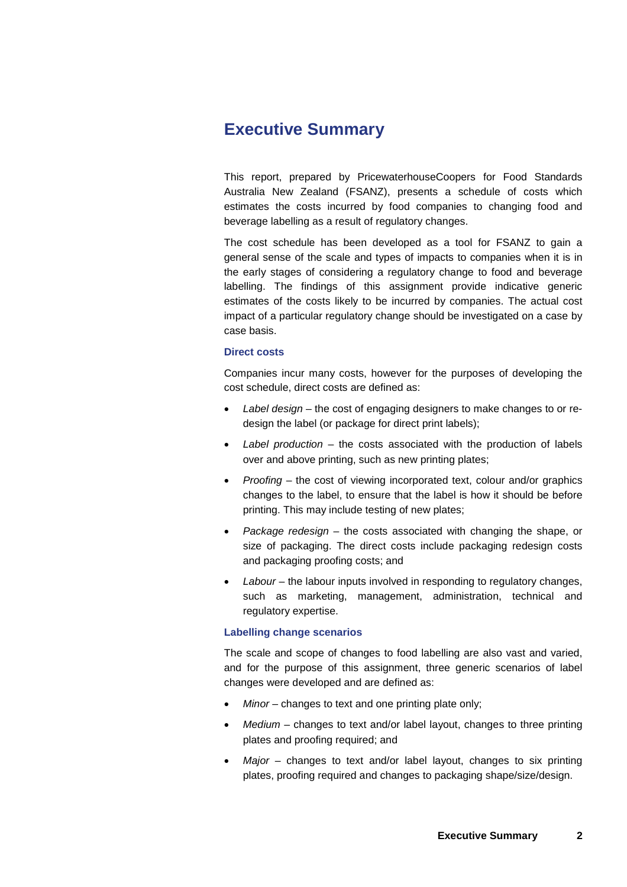# Executive Summary

This report, prepared by PricewaterhouseCoopers for Food Standards Australia New Zealand (FSANZ), presents a schedule of costs which estimates the costs incurred by food companies to changing food and beverage labelling as a result of regulatory changes.

The cost schedule has been developed as a tool for FSANZ to gain a general sense of the scale and types of impacts to companies when it is in the early stages of considering a regulatory change to food and beverage labelling. The findings of this assignment provide indicative generic estimates of the costs likely to be incurred by companies. The actual cost impact of a particular regulatory change should be investigated on a case by case basis.

### Direct costs

Companies incur many costs, however for the purposes of developing the cost schedule, direct costs are defined as:

- *Label design* – the cost of engaging designers to make changes to or re-design the label (or package for direct print labels);
- *Label production* – the costs associated with the production of labels over and above printing, such as new printing plates;
- *Proofing* – the cost of viewing incorporated text, colour and/or graphics changes to the label, to ensure that the label is how it should be before printing. This may include testing of new plates;
- *Package redesign* – the costs associated with changing the shape, or size of packaging. The direct costs include packaging redesign costs and packaging proofing costs; and
- *Labour* – the labour inputs involved in responding to regulatory changes, such as marketing, management, administration, technical and regulatory expertise.

### Labelling change scenarios

The scale and scope of changes to food labelling are also vast and varied, and for the purpose of this assignment, three generic scenarios of label changes were developed and are defined as:

- *Minor* – changes to text and one printing plate only;
- *Medium* – changes to text and/or label layout, changes to three printing plates and proofing required; and
- *Major* – changes to text and/or label layout, changes to six printing plates, proofing required and changes to packaging shape/size/design.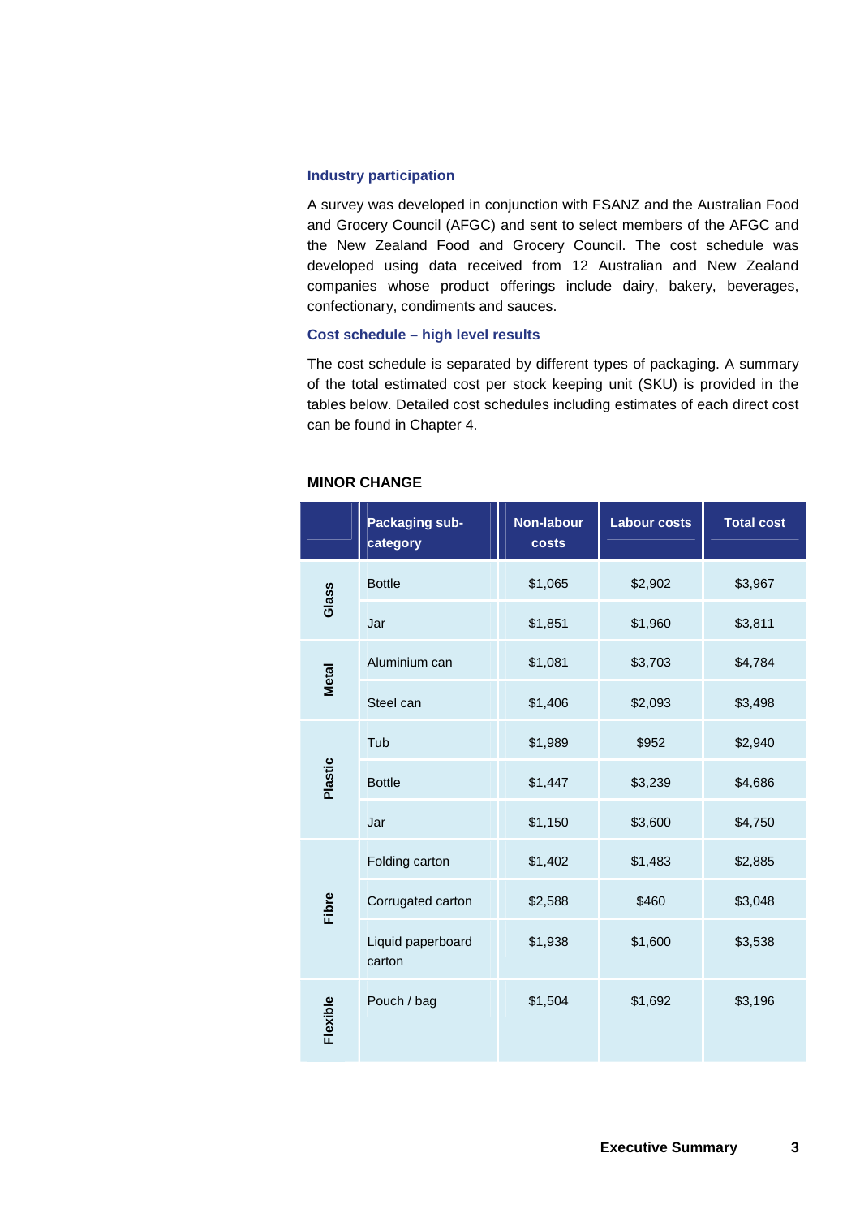### Industry participation

A survey was developed in conjunction with FSANZ and the Australian Food and Grocery Council (AFGC) and sent to select members of the AFGC and the New Zealand Food and Grocery Council. The cost schedule was developed using data received from 12 Australian and New Zealand companies whose product offerings include dairy, bakery, beverages, confectionary, condiments and sauces.

### Cost schedule – high level results

The cost schedule is separated by different types of packaging. A summary of the total estimated cost per stock keeping unit (SKU) is provided in the tables below. Detailed cost schedules including estimates of each direct cost can be found in Chapter 4.

**MINOR CHANGE**

| | Packaging sub-category | Non-labour costs | Labour costs | Total cost |
|---|---|---|---|---|
| Glass | Bottle | $1,065 | $2,902 | $3,967 |
| | Jar | $1,851 | $1,960 | $3,811 |
| Metal | Aluminium can | $1,081 | $3,703 | $4,784 |
| | Steel can | $1,406 | $2,093 | $3,498 |
| Plastic | Tub | $1,989 | $952 | $2,940 |
| | Bottle | $1,447 | $3,239 | $4,686 |
| | Jar | $1,150 | $3,600 | $4,750 |
| Fibre | Folding carton | $1,402 | $1,483 | $2,885 |
| | Corrugated carton | $2,588 | $460 | $3,048 |
| | Liquid paperboard carton | $1,938 | $1,600 | $3,538 |
| Flexible | Pouch / bag | $1,504 | $1,692 | $3,196 |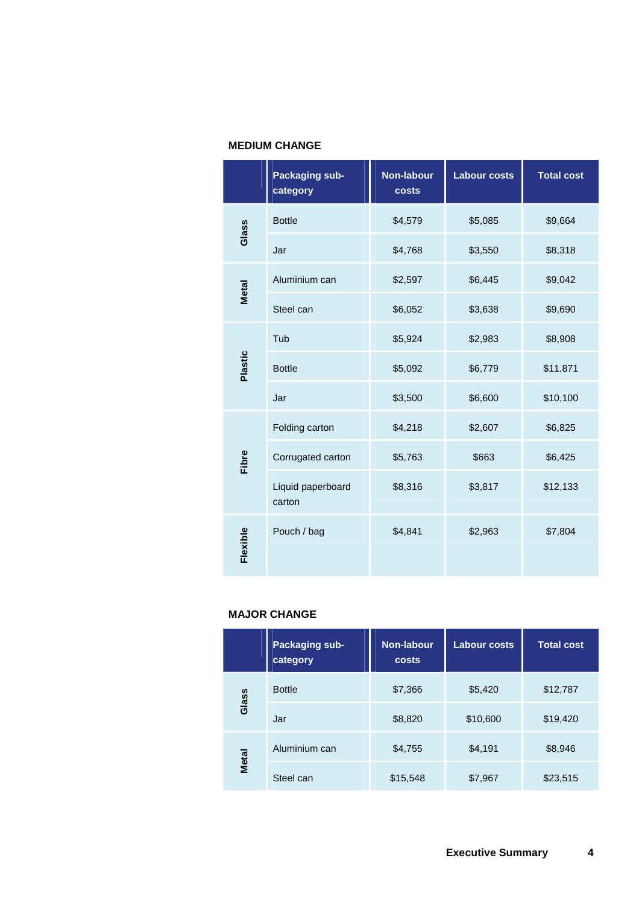**MEDIUM CHANGE**

| | Packaging sub-category | Non-labour costs | Labour costs | Total cost |
|---|---|---|---|---|
| Glass | Bottle | $4,579 | $5,085 | $9,664 |
| | Jar | $4,768 | $3,550 | $8,318 |
| Metal | Aluminium can | $2,597 | $6,445 | $9,042 |
| | Steel can | $6,052 | $3,638 | $9,690 |
| Plastic | Tub | $5,924 | $2,983 | $8,908 |
| | Bottle | $5,092 | $6,779 | $11,871 |
| | Jar | $3,500 | $6,600 | $10,100 |
| Fibre | Folding carton | $4,218 | $2,607 | $6,825 |
| | Corrugated carton | $5,763 | $663 | $6,425 |
| | Liquid paperboard carton | $8,316 | $3,817 | $12,133 |
| Flexible | Pouch / bag | $4,841 | $2,963 | $7,804 |

**MAJOR CHANGE**

| | Packaging sub-category | Non-labour costs | Labour costs | Total cost |
|---|---|---|---|---|
| Glass | Bottle | $7,366 | $5,420 | $12,787 |
| | Jar | $8,820 | $10,600 | $19,420 |
| Metal | Aluminium can | $4,755 | $4,191 | $8,946 |
| | Steel can | $15,548 | $7,967 | $23,515 |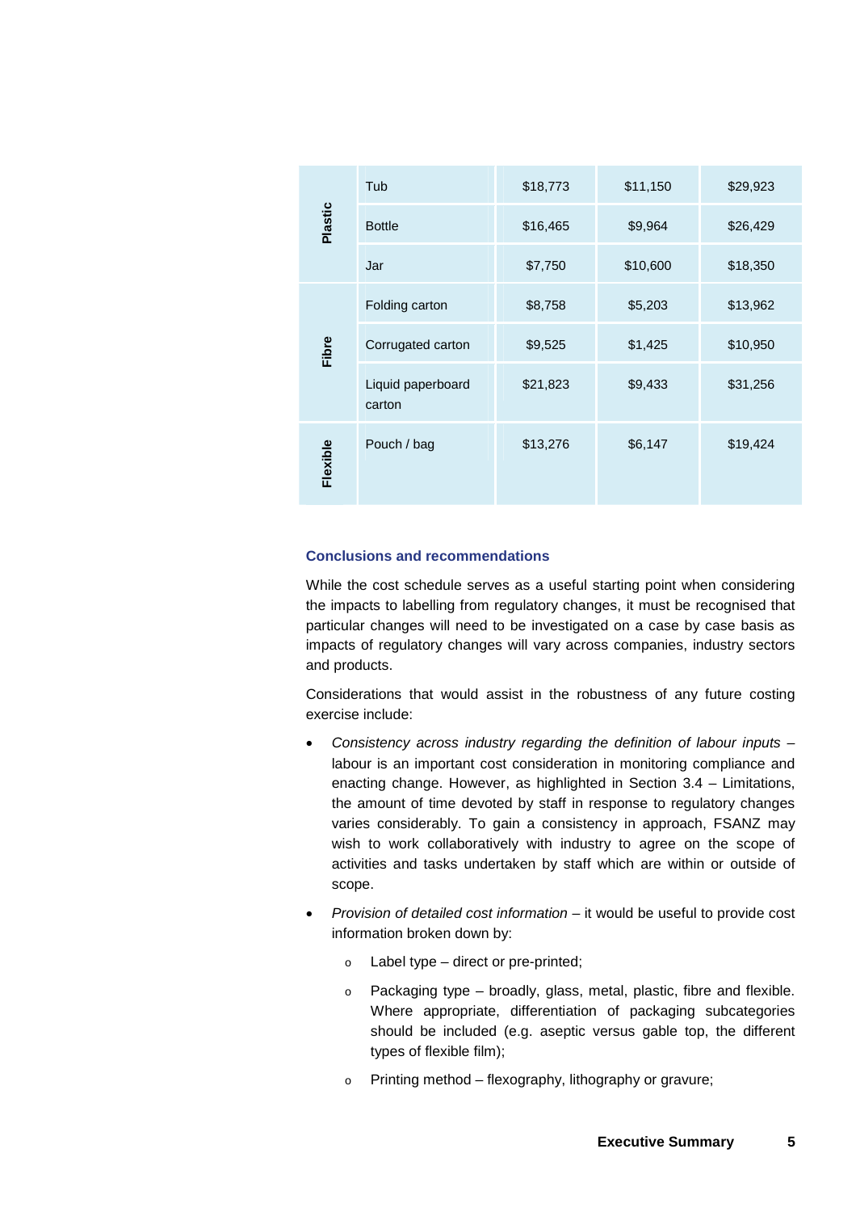| | | | | |
|---|---|---|---|---|
| Plastic | Tub | $18,773 | $11,150 | $29,923 |
| | Bottle | $16,465 | $9,964 | $26,429 |
| | Jar | $7,750 | $10,600 | $18,350 |
| Fibre | Folding carton | $8,758 | $5,203 | $13,962 |
| | Corrugated carton | $9,525 | $1,425 | $10,950 |
| | Liquid paperboard carton | $21,823 | $9,433 | $31,256 |
| Flexible | Pouch / bag | $13,276 | $6,147 | $19,424 |

### Conclusions and recommendations

While the cost schedule serves as a useful starting point when considering the impacts to labelling from regulatory changes, it must be recognised that particular changes will need to be investigated on a case by case basis as impacts of regulatory changes will vary across companies, industry sectors and products.

Considerations that would assist in the robustness of any future costing exercise include:

- *Consistency across industry regarding the definition of labour inputs* – labour is an important cost consideration in monitoring compliance and enacting change. However, as highlighted in Section 3.4 – Limitations, the amount of time devoted by staff in response to regulatory changes varies considerably. To gain a consistency in approach, FSANZ may wish to work collaboratively with industry to agree on the scope of activities and tasks undertaken by staff which are within or outside of scope.
- *Provision of detailed cost information* – it would be useful to provide cost information broken down by:
  - Label type – direct or pre-printed;
  - Packaging type – broadly, glass, metal, plastic, fibre and flexible. Where appropriate, differentiation of packaging subcategories should be included (e.g. aseptic versus gable top, the different types of flexible film);
  - Printing method – flexography, lithography or gravure;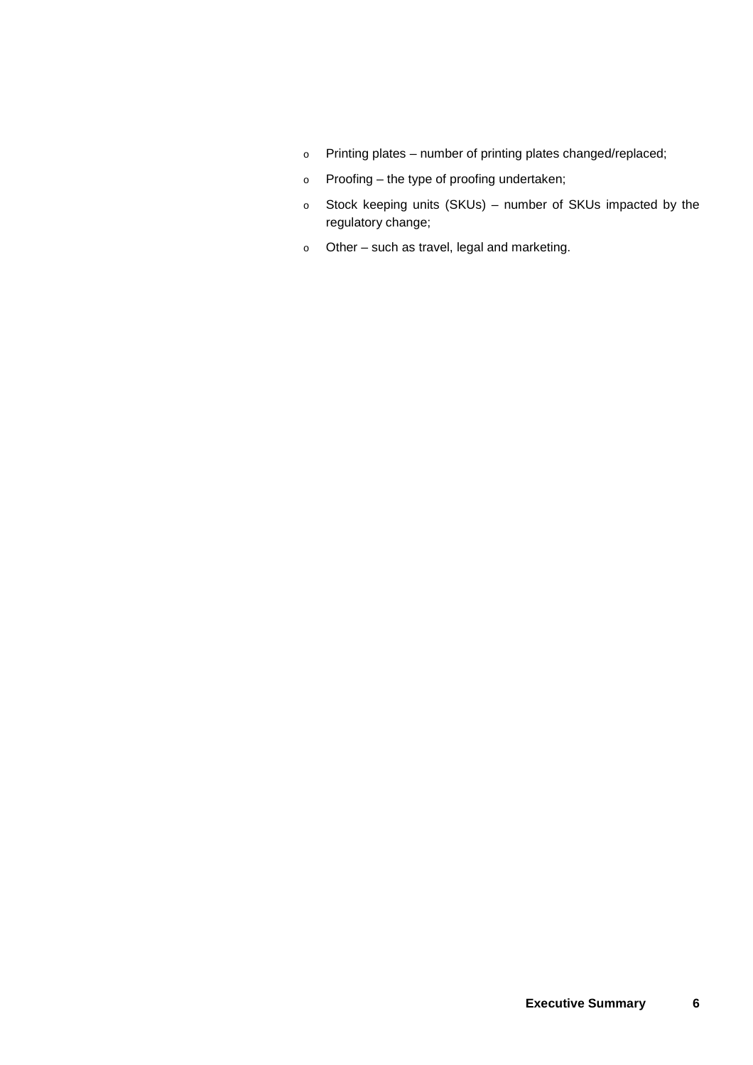- Printing plates – number of printing plates changed/replaced;
- Proofing – the type of proofing undertaken;
- Stock keeping units (SKUs) – number of SKUs impacted by the regulatory change;
- Other – such as travel, legal and marketing.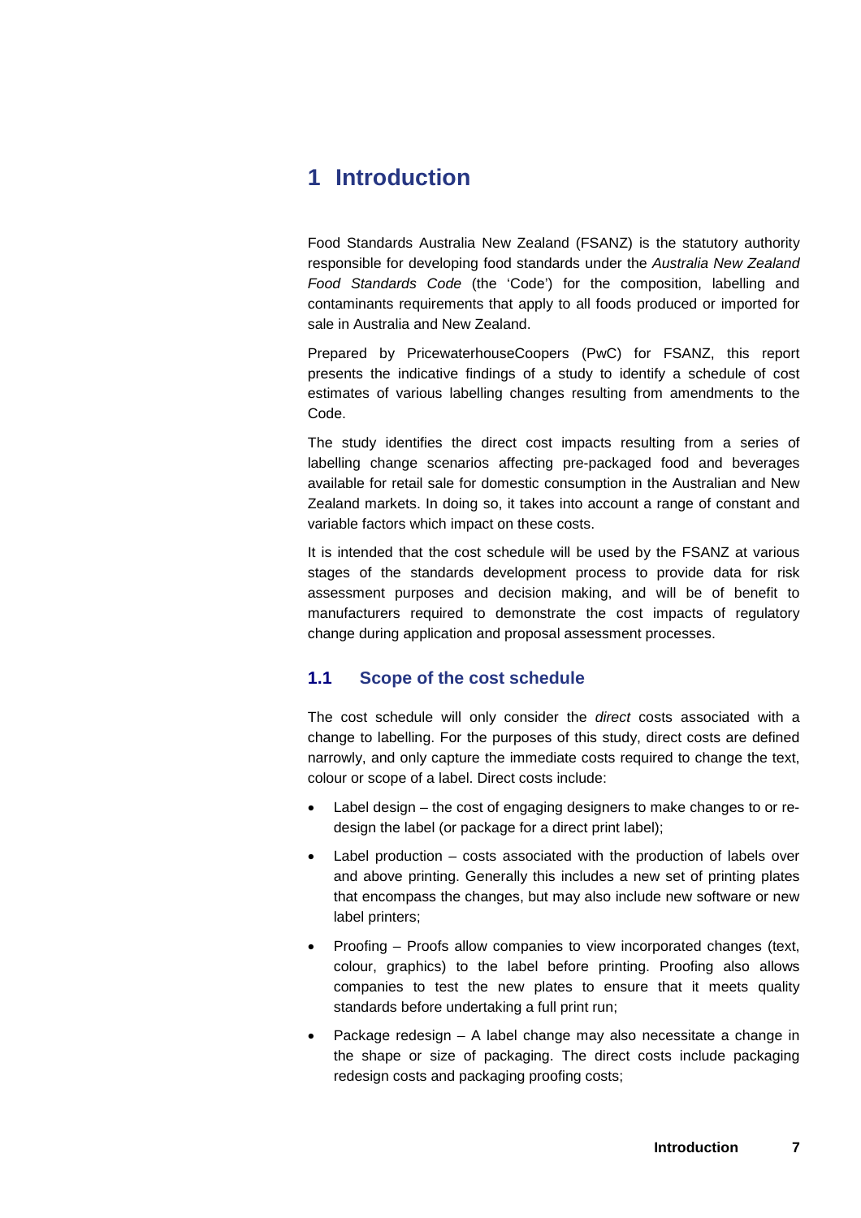# 1 Introduction

Food Standards Australia New Zealand (FSANZ) is the statutory authority responsible for developing food standards under the *Australia New Zealand Food Standards Code* (the 'Code') for the composition, labelling and contaminants requirements that apply to all foods produced or imported for sale in Australia and New Zealand.

Prepared by PricewaterhouseCoopers (PwC) for FSANZ, this report presents the indicative findings of a study to identify a schedule of cost estimates of various labelling changes resulting from amendments to the Code.

The study identifies the direct cost impacts resulting from a series of labelling change scenarios affecting pre-packaged food and beverages available for retail sale for domestic consumption in the Australian and New Zealand markets. In doing so, it takes into account a range of constant and variable factors which impact on these costs.

It is intended that the cost schedule will be used by the FSANZ at various stages of the standards development process to provide data for risk assessment purposes and decision making, and will be of benefit to manufacturers required to demonstrate the cost impacts of regulatory change during application and proposal assessment processes.

## 1.1 Scope of the cost schedule

The cost schedule will only consider the *direct* costs associated with a change to labelling. For the purposes of this study, direct costs are defined narrowly, and only capture the immediate costs required to change the text, colour or scope of a label. Direct costs include:

- Label design – the cost of engaging designers to make changes to or re-design the label (or package for a direct print label);
- Label production – costs associated with the production of labels over and above printing. Generally this includes a new set of printing plates that encompass the changes, but may also include new software or new label printers;
- Proofing – Proofs allow companies to view incorporated changes (text, colour, graphics) to the label before printing. Proofing also allows companies to test the new plates to ensure that it meets quality standards before undertaking a full print run;
- Package redesign – A label change may also necessitate a change in the shape or size of packaging. The direct costs include packaging redesign costs and packaging proofing costs;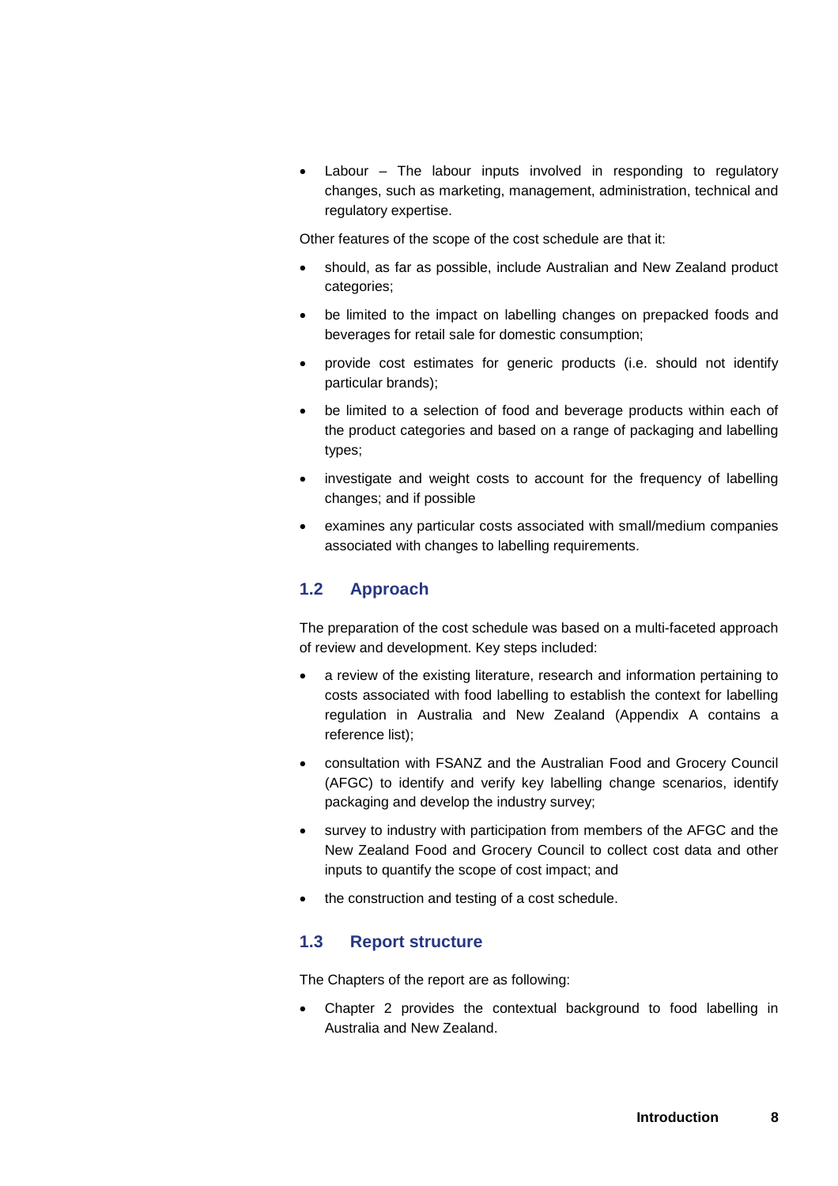- Labour – The labour inputs involved in responding to regulatory changes, such as marketing, management, administration, technical and regulatory expertise.

Other features of the scope of the cost schedule are that it:

- should, as far as possible, include Australian and New Zealand product categories;
- be limited to the impact on labelling changes on prepacked foods and beverages for retail sale for domestic consumption;
- provide cost estimates for generic products (i.e. should not identify particular brands);
- be limited to a selection of food and beverage products within each of the product categories and based on a range of packaging and labelling types;
- investigate and weight costs to account for the frequency of labelling changes; and if possible
- examines any particular costs associated with small/medium companies associated with changes to labelling requirements.

## 1.2 Approach

The preparation of the cost schedule was based on a multi-faceted approach of review and development. Key steps included:

- a review of the existing literature, research and information pertaining to costs associated with food labelling to establish the context for labelling regulation in Australia and New Zealand (Appendix A contains a reference list);
- consultation with FSANZ and the Australian Food and Grocery Council (AFGC) to identify and verify key labelling change scenarios, identify packaging and develop the industry survey;
- survey to industry with participation from members of the AFGC and the New Zealand Food and Grocery Council to collect cost data and other inputs to quantify the scope of cost impact; and
- the construction and testing of a cost schedule.

## 1.3 Report structure

The Chapters of the report are as following:

- Chapter 2 provides the contextual background to food labelling in Australia and New Zealand.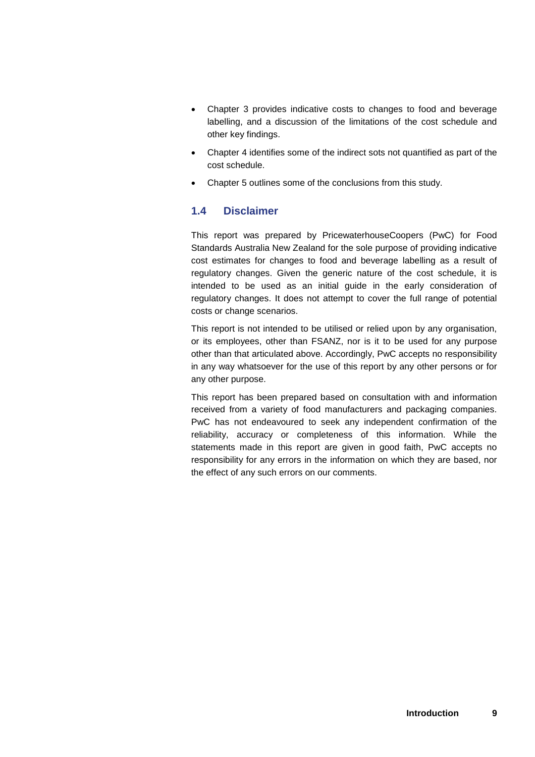- Chapter 3 provides indicative costs to changes to food and beverage labelling, and a discussion of the limitations of the cost schedule and other key findings.
- Chapter 4 identifies some of the indirect sots not quantified as part of the cost schedule.
- Chapter 5 outlines some of the conclusions from this study.

## 1.4 Disclaimer

This report was prepared by PricewaterhouseCoopers (PwC) for Food Standards Australia New Zealand for the sole purpose of providing indicative cost estimates for changes to food and beverage labelling as a result of regulatory changes. Given the generic nature of the cost schedule, it is intended to be used as an initial guide in the early consideration of regulatory changes. It does not attempt to cover the full range of potential costs or change scenarios.

This report is not intended to be utilised or relied upon by any organisation, or its employees, other than FSANZ, nor is it to be used for any purpose other than that articulated above. Accordingly, PwC accepts no responsibility in any way whatsoever for the use of this report by any other persons or for any other purpose.

This report has been prepared based on consultation with and information received from a variety of food manufacturers and packaging companies. PwC has not endeavoured to seek any independent confirmation of the reliability, accuracy or completeness of this information. While the statements made in this report are given in good faith, PwC accepts no responsibility for any errors in the information on which they are based, nor the effect of any such errors on our comments.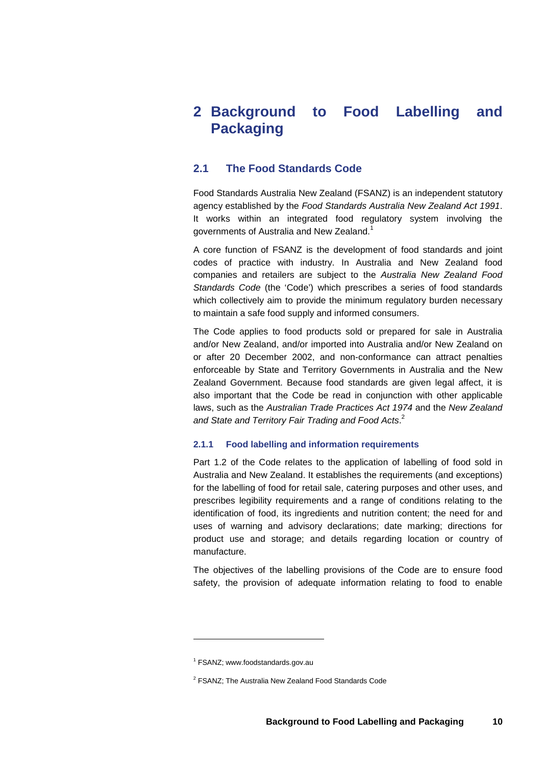# 2 Background to Food Labelling and Packaging

## 2.1 The Food Standards Code

Food Standards Australia New Zealand (FSANZ) is an independent statutory agency established by the *Food Standards Australia New Zealand Act 1991*. It works within an integrated food regulatory system involving the governments of Australia and New Zealand.[1]

A core function of FSANZ is the development of food standards and joint codes of practice with industry. In Australia and New Zealand food companies and retailers are subject to the *Australia New Zealand Food Standards Code* (the 'Code') which prescribes a series of food standards which collectively aim to provide the minimum regulatory burden necessary to maintain a safe food supply and informed consumers.

The Code applies to food products sold or prepared for sale in Australia and/or New Zealand, and/or imported into Australia and/or New Zealand on or after 20 December 2002, and non-conformance can attract penalties enforceable by State and Territory Governments in Australia and the New Zealand Government. Because food standards are given legal affect, it is also important that the Code be read in conjunction with other applicable laws, such as the *Australian Trade Practices Act 1974* and the *New Zealand and State and Territory Fair Trading and Food Acts*.[2]

### 2.1.1 Food labelling and information requirements

Part 1.2 of the Code relates to the application of labelling of food sold in Australia and New Zealand. It establishes the requirements (and exceptions) for the labelling of food for retail sale, catering purposes and other uses, and prescribes legibility requirements and a range of conditions relating to the identification of food, its ingredients and nutrition content; the need for and uses of warning and advisory declarations; date marking; directions for product use and storage; and details regarding location or country of manufacture.

The objectives of the labelling provisions of the Code are to ensure food safety, the provision of adequate information relating to food to enable

---

[1] FSANZ; www.foodstandards.gov.au

[2] FSANZ; The Australia New Zealand Food Standards Code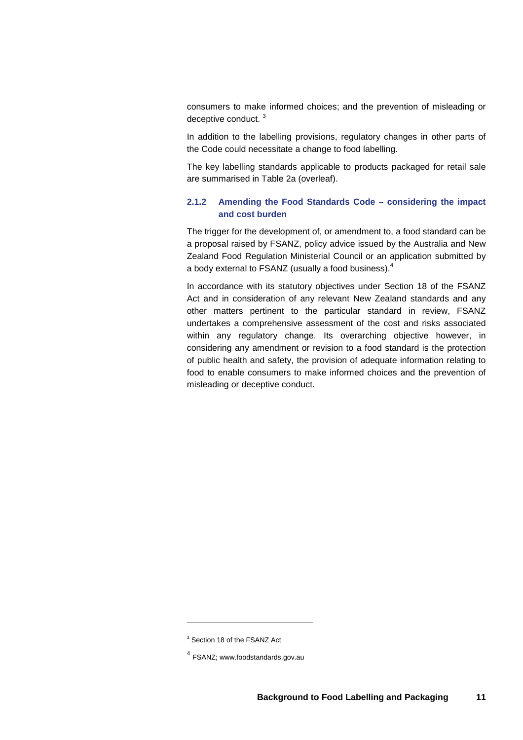consumers to make informed choices; and the prevention of misleading or deceptive conduct. [3]

In addition to the labelling provisions, regulatory changes in other parts of the Code could necessitate a change to food labelling.

The key labelling standards applicable to products packaged for retail sale are summarised in Table 2a (overleaf).

### 2.1.2 Amending the Food Standards Code – considering the impact and cost burden

The trigger for the development of, or amendment to, a food standard can be a proposal raised by FSANZ, policy advice issued by the Australia and New Zealand Food Regulation Ministerial Council or an application submitted by a body external to FSANZ (usually a food business).[4]

In accordance with its statutory objectives under Section 18 of the FSANZ Act and in consideration of any relevant New Zealand standards and any other matters pertinent to the particular standard in review, FSANZ undertakes a comprehensive assessment of the cost and risks associated within any regulatory change. Its overarching objective however, in considering any amendment or revision to a food standard is the protection of public health and safety, the provision of adequate information relating to food to enable consumers to make informed choices and the prevention of misleading or deceptive conduct.

---

[3] Section 18 of the FSANZ Act

[4] FSANZ; www.foodstandards.gov.au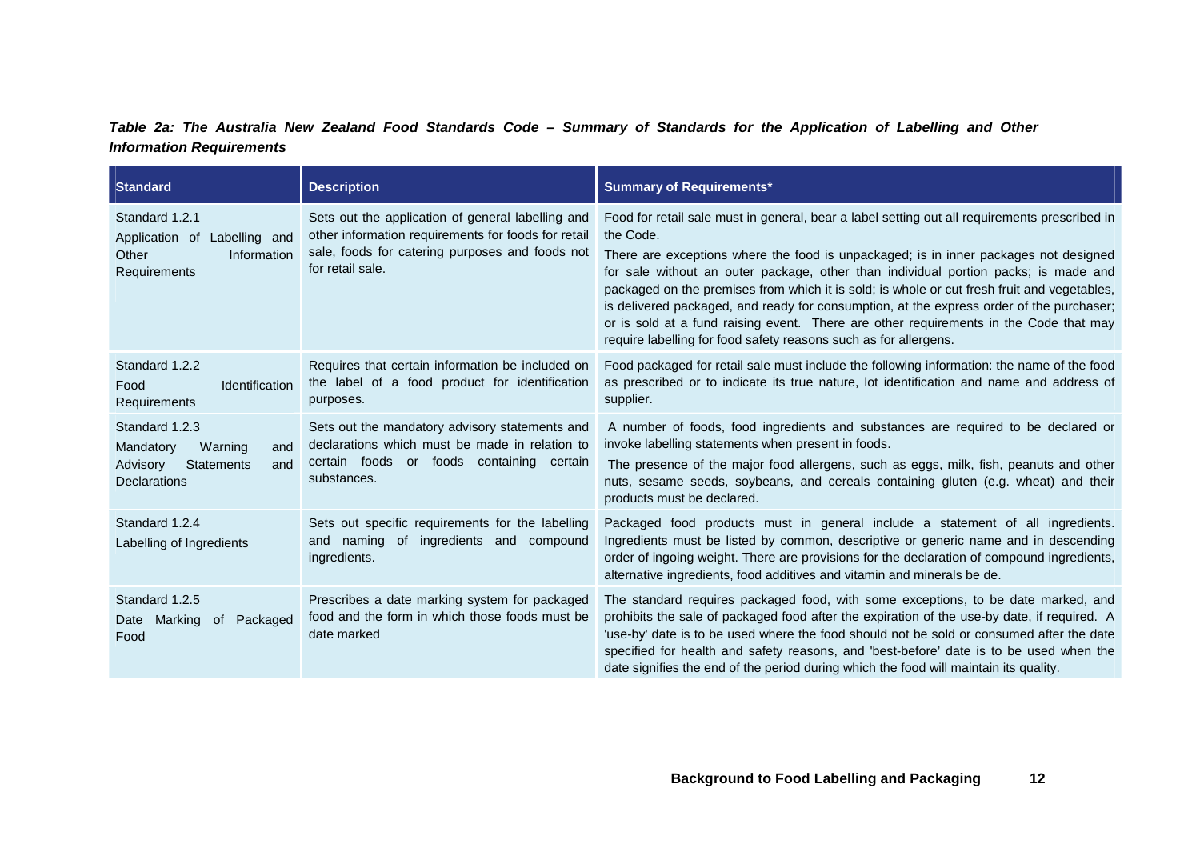***Table 2a: The Australia New Zealand Food Standards Code – Summary of Standards for the Application of Labelling and Other Information Requirements***

| Standard | Description | Summary of Requirements* |
|---|---|---|
| Standard 1.2.1<br>Application of Labelling and Other Information Requirements | Sets out the application of general labelling and other information requirements for foods for retail sale, foods for catering purposes and foods not for retail sale. | Food for retail sale must in general, bear a label setting out all requirements prescribed in the Code.<br>There are exceptions where the food is unpackaged; is in inner packages not designed for sale without an outer package, other than individual portion packs; is made and packaged on the premises from which it is sold; is whole or cut fresh fruit and vegetables, is delivered packaged, and ready for consumption, at the express order of the purchaser; or is sold at a fund raising event. There are other requirements in the Code that may require labelling for food safety reasons such as for allergens. |
| Standard 1.2.2<br>Food Identification Requirements | Requires that certain information be included on the label of a food product for identification purposes. | Food packaged for retail sale must include the following information: the name of the food as prescribed or to indicate its true nature, lot identification and name and address of supplier. |
| Standard 1.2.3<br>Mandatory Warning and Advisory Statements and Declarations | Sets out the mandatory advisory statements and declarations which must be made in relation to certain foods or foods containing certain substances. | A number of foods, food ingredients and substances are required to be declared or invoke labelling statements when present in foods.<br>The presence of the major food allergens, such as eggs, milk, fish, peanuts and other nuts, sesame seeds, soybeans, and cereals containing gluten (e.g. wheat) and their products must be declared. |
| Standard 1.2.4<br>Labelling of Ingredients | Sets out specific requirements for the labelling and naming of ingredients and compound ingredients. | Packaged food products must in general include a statement of all ingredients. Ingredients must be listed by common, descriptive or generic name and in descending order of ingoing weight. There are provisions for the declaration of compound ingredients, alternative ingredients, food additives and vitamin and minerals be de. |
| Standard 1.2.5<br>Date Marking of Packaged Food | Prescribes a date marking system for packaged food and the form in which those foods must be date marked | The standard requires packaged food, with some exceptions, to be date marked, and prohibits the sale of packaged food after the expiration of the use-by date, if required. A 'use-by' date is to be used where the food should not be sold or consumed after the date specified for health and safety reasons, and 'best-before' date is to be used when the date signifies the end of the period during which the food will maintain its quality. |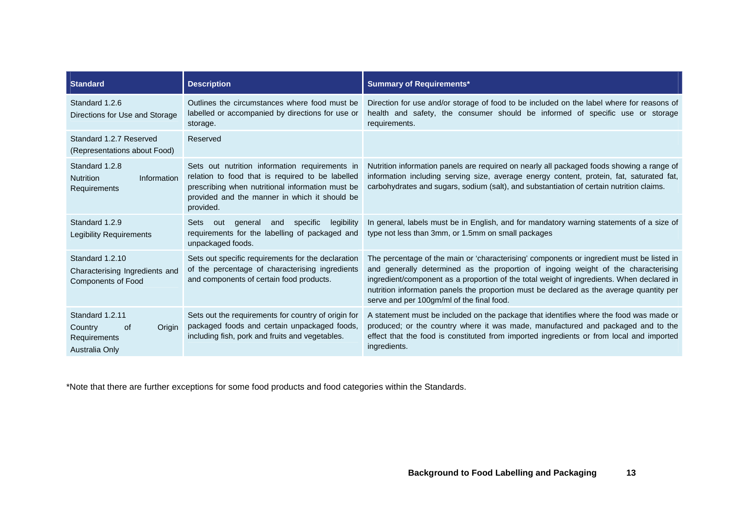| Standard | Description | Summary of Requirements* |
| --- | --- | --- |
| Standard 1.2.6 Directions for Use and Storage | Outlines the circumstances where food must be labelled or accompanied by directions for use or storage. | Direction for use and/or storage of food to be included on the label where for reasons of health and safety, the consumer should be informed of specific use or storage requirements. |
| Standard 1.2.7 Reserved (Representations about Food) | Reserved | |
| Standard 1.2.8 Nutrition Information Requirements | Sets out nutrition information requirements in relation to food that is required to be labelled prescribing when nutritional information must be provided and the manner in which it should be provided. | Nutrition information panels are required on nearly all packaged foods showing a range of information including serving size, average energy content, protein, fat, saturated fat, carbohydrates and sugars, sodium (salt), and substantiation of certain nutrition claims. |
| Standard 1.2.9 Legibility Requirements | Sets out general and specific legibility requirements for the labelling of packaged and unpackaged foods. | In general, labels must be in English, and for mandatory warning statements of a size of type not less than 3mm, or 1.5mm on small packages |
| Standard 1.2.10 Characterising Ingredients and Components of Food | Sets out specific requirements for the declaration of the percentage of characterising ingredients and components of certain food products. | The percentage of the main or 'characterising' components or ingredient must be listed in and generally determined as the proportion of ingoing weight of the characterising ingredient/component as a proportion of the total weight of ingredients. When declared in nutrition information panels the proportion must be declared as the average quantity per serve and per 100gm/ml of the final food. |
| Standard 1.2.11 Country of Origin Requirements Australia Only | Sets out the requirements for country of origin for packaged foods and certain unpackaged foods, including fish, pork and fruits and vegetables. | A statement must be included on the package that identifies where the food was made or produced; or the country where it was made, manufactured and packaged and to the effect that the food is constituted from imported ingredients or from local and imported ingredients. |

*Note that there are further exceptions for some food products and food categories within the Standards.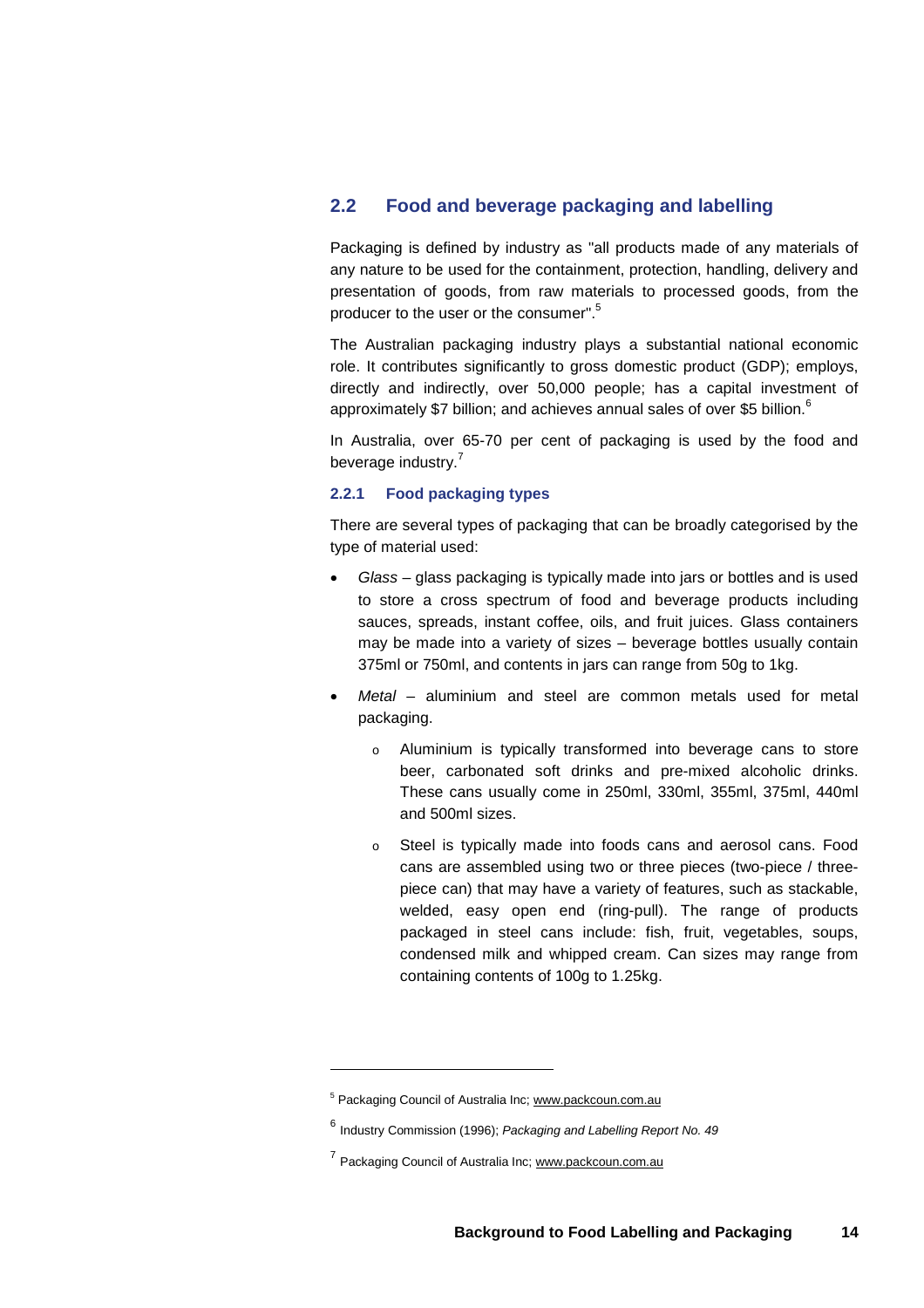## 2.2 Food and beverage packaging and labelling

Packaging is defined by industry as "all products made of any materials of any nature to be used for the containment, protection, handling, delivery and presentation of goods, from raw materials to processed goods, from the producer to the user or the consumer".[5]

The Australian packaging industry plays a substantial national economic role. It contributes significantly to gross domestic product (GDP); employs, directly and indirectly, over 50,000 people; has a capital investment of approximately $7 billion; and achieves annual sales of over $5 billion.[6]

In Australia, over 65-70 per cent of packaging is used by the food and beverage industry.[7]

### 2.2.1 Food packaging types

There are several types of packaging that can be broadly categorised by the type of material used:

- *Glass* – glass packaging is typically made into jars or bottles and is used to store a cross spectrum of food and beverage products including sauces, spreads, instant coffee, oils, and fruit juices. Glass containers may be made into a variety of sizes – beverage bottles usually contain 375ml or 750ml, and contents in jars can range from 50g to 1kg.
- *Metal* – aluminium and steel are common metals used for metal packaging.
  - Aluminium is typically transformed into beverage cans to store beer, carbonated soft drinks and pre-mixed alcoholic drinks. These cans usually come in 250ml, 330ml, 355ml, 375ml, 440ml and 500ml sizes.
  - Steel is typically made into foods cans and aerosol cans. Food cans are assembled using two or three pieces (two-piece / three-piece can) that may have a variety of features, such as stackable, welded, easy open end (ring-pull). The range of products packaged in steel cans include: fish, fruit, vegetables, soups, condensed milk and whipped cream. Can sizes may range from containing contents of 100g to 1.25kg.

---

[5] Packaging Council of Australia Inc; www.packcoun.com.au

[6] Industry Commission (1996); *Packaging and Labelling Report No. 49*

[7] Packaging Council of Australia Inc; www.packcoun.com.au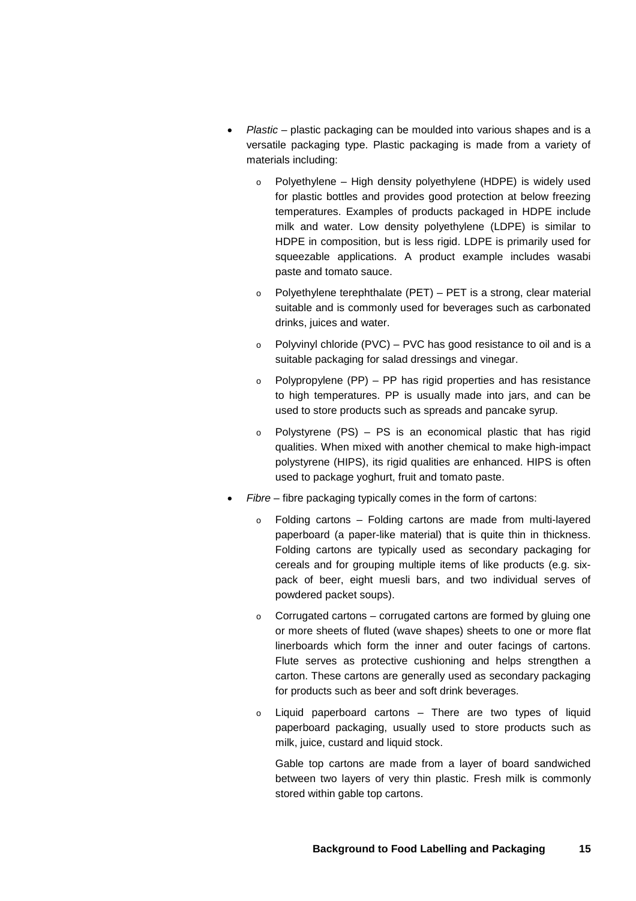- *Plastic* – plastic packaging can be moulded into various shapes and is a versatile packaging type. Plastic packaging is made from a variety of materials including:
  - Polyethylene – High density polyethylene (HDPE) is widely used for plastic bottles and provides good protection at below freezing temperatures. Examples of products packaged in HDPE include milk and water. Low density polyethylene (LDPE) is similar to HDPE in composition, but is less rigid. LDPE is primarily used for squeezable applications. A product example includes wasabi paste and tomato sauce.
  - Polyethylene terephthalate (PET) – PET is a strong, clear material suitable and is commonly used for beverages such as carbonated drinks, juices and water.
  - Polyvinyl chloride (PVC) – PVC has good resistance to oil and is a suitable packaging for salad dressings and vinegar.
  - Polypropylene (PP) – PP has rigid properties and has resistance to high temperatures. PP is usually made into jars, and can be used to store products such as spreads and pancake syrup.
  - Polystyrene (PS) – PS is an economical plastic that has rigid qualities. When mixed with another chemical to make high-impact polystyrene (HIPS), its rigid qualities are enhanced. HIPS is often used to package yoghurt, fruit and tomato paste.
- *Fibre* – fibre packaging typically comes in the form of cartons:
  - Folding cartons – Folding cartons are made from multi-layered paperboard (a paper-like material) that is quite thin in thickness. Folding cartons are typically used as secondary packaging for cereals and for grouping multiple items of like products (e.g. six-pack of beer, eight muesli bars, and two individual serves of powdered packet soups).
  - Corrugated cartons – corrugated cartons are formed by gluing one or more sheets of fluted (wave shapes) sheets to one or more flat linerboards which form the inner and outer facings of cartons. Flute serves as protective cushioning and helps strengthen a carton. These cartons are generally used as secondary packaging for products such as beer and soft drink beverages.
  - Liquid paperboard cartons – There are two types of liquid paperboard packaging, usually used to store products such as milk, juice, custard and liquid stock.

    Gable top cartons are made from a layer of board sandwiched between two layers of very thin plastic. Fresh milk is commonly stored within gable top cartons.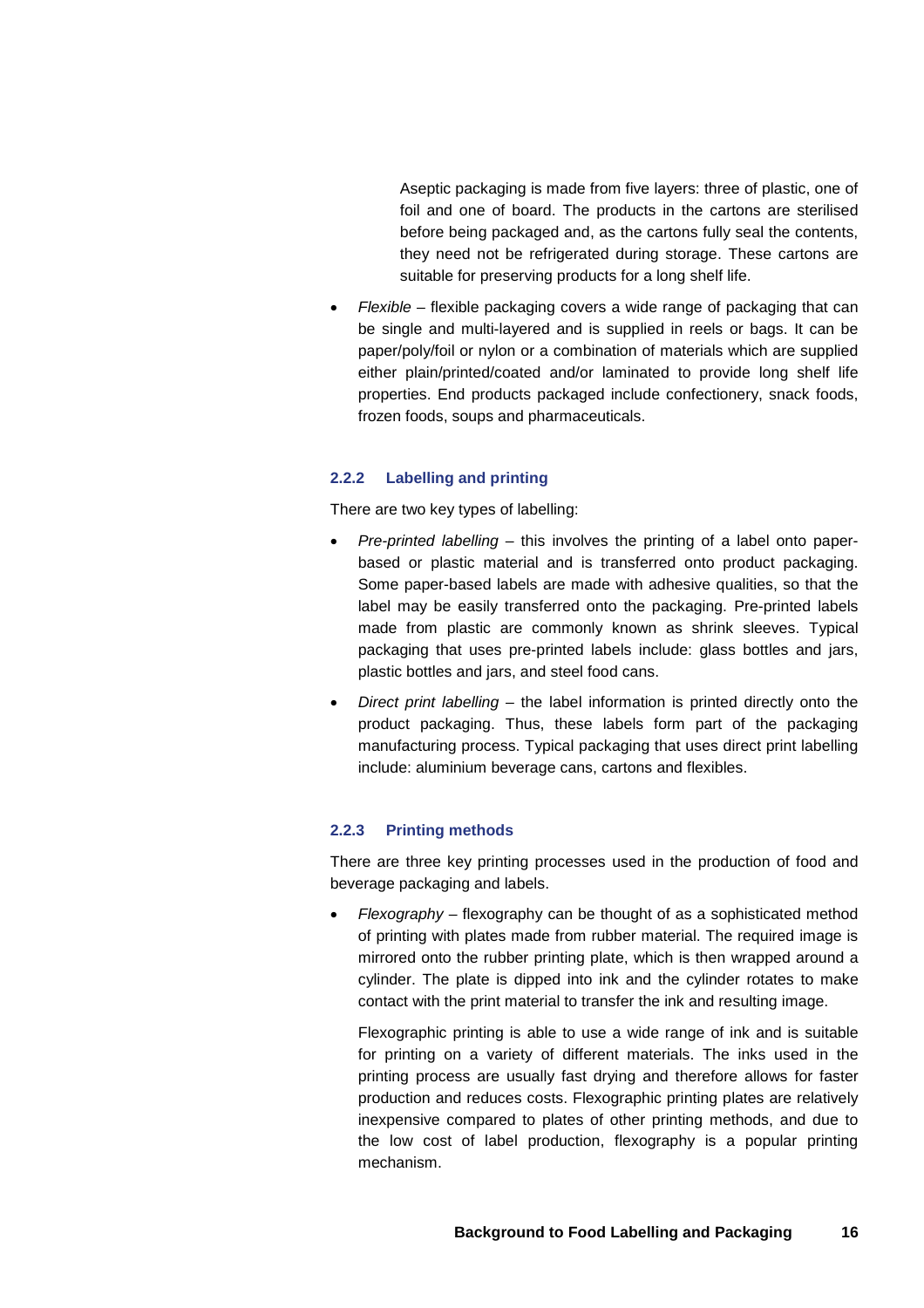Aseptic packaging is made from five layers: three of plastic, one of foil and one of board. The products in the cartons are sterilised before being packaged and, as the cartons fully seal the contents, they need not be refrigerated during storage. These cartons are suitable for preserving products for a long shelf life.

- *Flexible* – flexible packaging covers a wide range of packaging that can be single and multi-layered and is supplied in reels or bags. It can be paper/poly/foil or nylon or a combination of materials which are supplied either plain/printed/coated and/or laminated to provide long shelf life properties. End products packaged include confectionery, snack foods, frozen foods, soups and pharmaceuticals.

### 2.2.2 Labelling and printing

There are two key types of labelling:

- *Pre-printed labelling* – this involves the printing of a label onto paper-based or plastic material and is transferred onto product packaging. Some paper-based labels are made with adhesive qualities, so that the label may be easily transferred onto the packaging. Pre-printed labels made from plastic are commonly known as shrink sleeves. Typical packaging that uses pre-printed labels include: glass bottles and jars, plastic bottles and jars, and steel food cans.
- *Direct print labelling* – the label information is printed directly onto the product packaging. Thus, these labels form part of the packaging manufacturing process. Typical packaging that uses direct print labelling include: aluminium beverage cans, cartons and flexibles.

### 2.2.3 Printing methods

There are three key printing processes used in the production of food and beverage packaging and labels.

- *Flexography* – flexography can be thought of as a sophisticated method of printing with plates made from rubber material. The required image is mirrored onto the rubber printing plate, which is then wrapped around a cylinder. The plate is dipped into ink and the cylinder rotates to make contact with the print material to transfer the ink and resulting image.

  Flexographic printing is able to use a wide range of ink and is suitable for printing on a variety of different materials. The inks used in the printing process are usually fast drying and therefore allows for faster production and reduces costs. Flexographic printing plates are relatively inexpensive compared to plates of other printing methods, and due to the low cost of label production, flexography is a popular printing mechanism.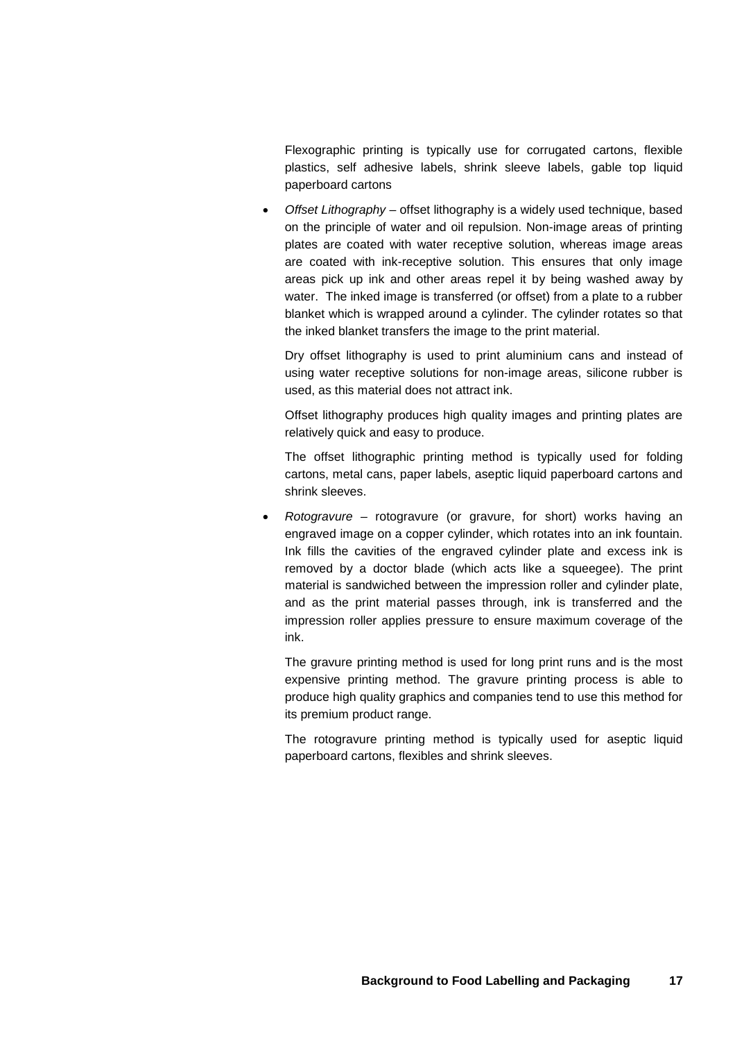Flexographic printing is typically use for corrugated cartons, flexible plastics, self adhesive labels, shrink sleeve labels, gable top liquid paperboard cartons

- *Offset Lithography* – offset lithography is a widely used technique, based on the principle of water and oil repulsion. Non-image areas of printing plates are coated with water receptive solution, whereas image areas are coated with ink-receptive solution. This ensures that only image areas pick up ink and other areas repel it by being washed away by water. The inked image is transferred (or offset) from a plate to a rubber blanket which is wrapped around a cylinder. The cylinder rotates so that the inked blanket transfers the image to the print material.

  Dry offset lithography is used to print aluminium cans and instead of using water receptive solutions for non-image areas, silicone rubber is used, as this material does not attract ink.

  Offset lithography produces high quality images and printing plates are relatively quick and easy to produce.

  The offset lithographic printing method is typically used for folding cartons, metal cans, paper labels, aseptic liquid paperboard cartons and shrink sleeves.

- *Rotogravure* – rotogravure (or gravure, for short) works having an engraved image on a copper cylinder, which rotates into an ink fountain. Ink fills the cavities of the engraved cylinder plate and excess ink is removed by a doctor blade (which acts like a squeegee). The print material is sandwiched between the impression roller and cylinder plate, and as the print material passes through, ink is transferred and the impression roller applies pressure to ensure maximum coverage of the ink.

  The gravure printing method is used for long print runs and is the most expensive printing method. The gravure printing process is able to produce high quality graphics and companies tend to use this method for its premium product range.

  The rotogravure printing method is typically used for aseptic liquid paperboard cartons, flexibles and shrink sleeves.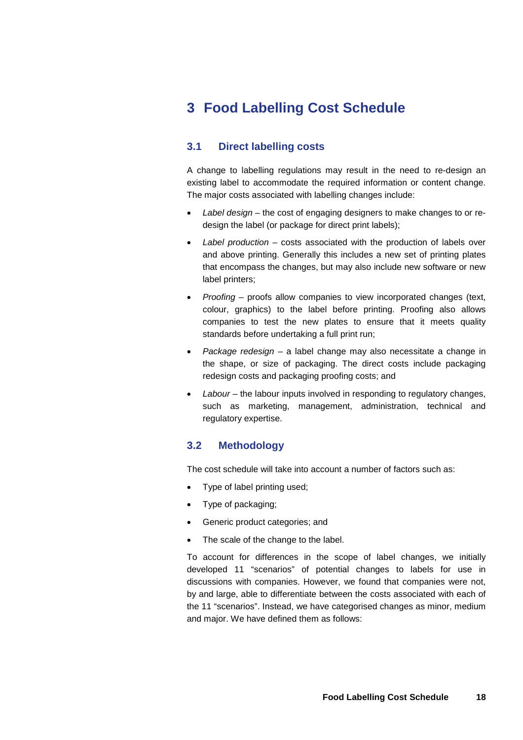# 3 Food Labelling Cost Schedule

## 3.1 Direct labelling costs

A change to labelling regulations may result in the need to re-design an existing label to accommodate the required information or content change. The major costs associated with labelling changes include:

- *Label design* – the cost of engaging designers to make changes to or re-design the label (or package for direct print labels);
- *Label production* – costs associated with the production of labels over and above printing. Generally this includes a new set of printing plates that encompass the changes, but may also include new software or new label printers;
- *Proofing* – proofs allow companies to view incorporated changes (text, colour, graphics) to the label before printing. Proofing also allows companies to test the new plates to ensure that it meets quality standards before undertaking a full print run;
- *Package redesign* – a label change may also necessitate a change in the shape, or size of packaging. The direct costs include packaging redesign costs and packaging proofing costs; and
- *Labour* – the labour inputs involved in responding to regulatory changes, such as marketing, management, administration, technical and regulatory expertise.

## 3.2 Methodology

The cost schedule will take into account a number of factors such as:

- Type of label printing used;
- Type of packaging;
- Generic product categories; and
- The scale of the change to the label.

To account for differences in the scope of label changes, we initially developed 11 "scenarios" of potential changes to labels for use in discussions with companies. However, we found that companies were not, by and large, able to differentiate between the costs associated with each of the 11 "scenarios". Instead, we have categorised changes as minor, medium and major. We have defined them as follows: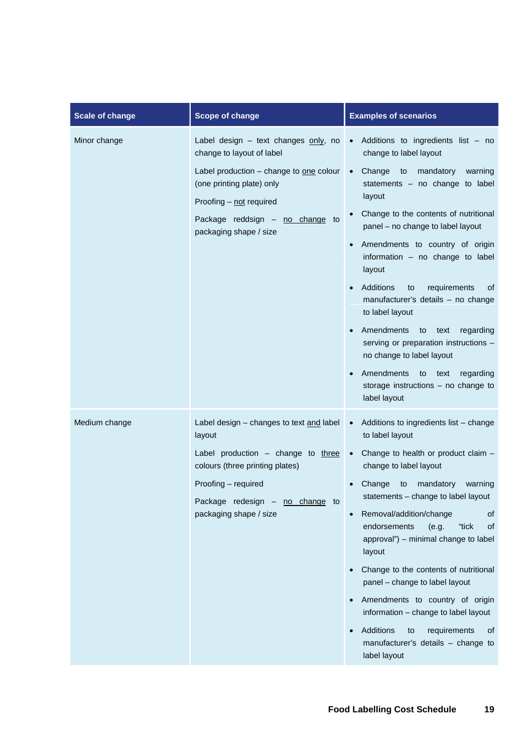| Scale of change | Scope of change | Examples of scenarios |
| --- | --- | --- |
| Minor change | Label design – text changes only, no change to layout of label<br><br>Label production – change to one colour (one printing plate) only<br><br>Proofing – not required<br><br>Package reddsign – no change to packaging shape / size | • Additions to ingredients list – no change to label layout<br>• Change to mandatory warning statements – no change to label layout<br>• Change to the contents of nutritional panel – no change to label layout<br>• Amendments to country of origin information – no change to label layout<br>• Additions to requirements of manufacturer's details – no change to label layout<br>• Amendments to text regarding serving or preparation instructions – no change to label layout<br>• Amendments to text regarding storage instructions – no change to label layout |
| Medium change | Label design – changes to text and label layout<br><br>Label production – change to three colours (three printing plates)<br><br>Proofing – required<br><br>Package redesign – no change to packaging shape / size | • Additions to ingredients list – change to label layout<br>• Change to health or product claim – change to label layout<br>• Change to mandatory warning statements – change to label layout<br>• Removal/addition/change of endorsements (e.g. "tick of approval") – minimal change to label layout<br>• Change to the contents of nutritional panel – change to label layout<br>• Amendments to country of origin information – change to label layout<br>• Additions to requirements of manufacturer's details – change to label layout |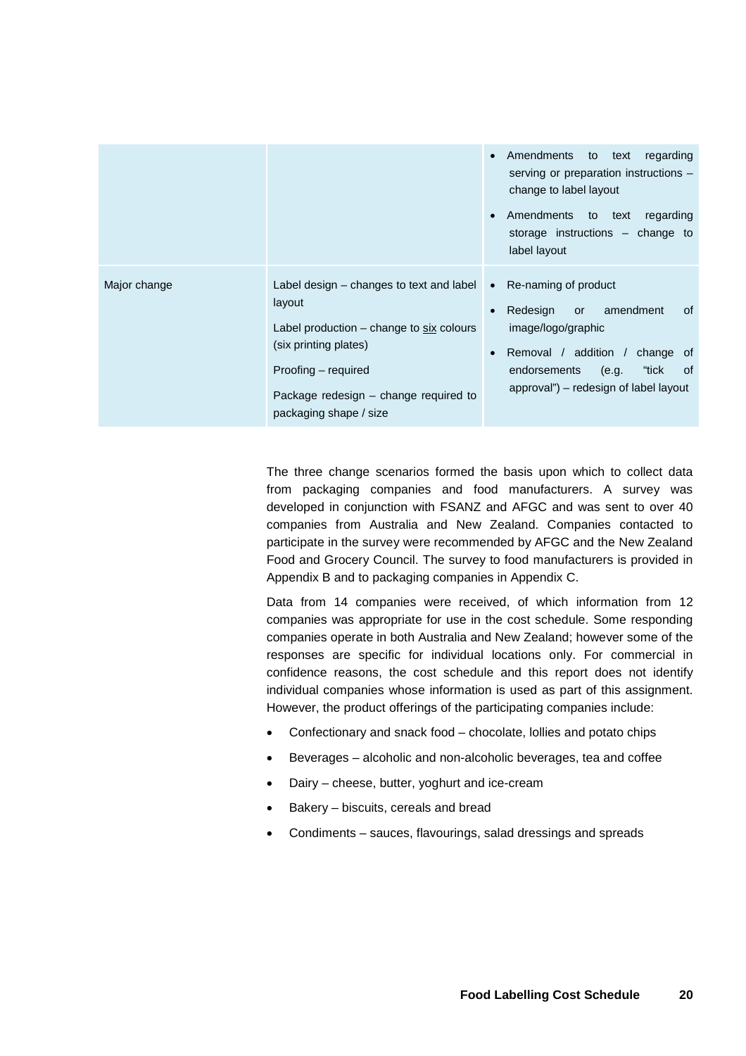| | | |
|---|---|---|
| | | • Amendments to text regarding serving or preparation instructions – change to label layout<br>• Amendments to text regarding storage instructions – change to label layout |
| Major change | Label design – changes to text and label layout<br>Label production – change to <u>six</u> colours (six printing plates)<br>Proofing – required<br>Package redesign – change required to packaging shape / size | • Re-naming of product<br>• Redesign or amendment of image/logo/graphic<br>• Removal / addition / change of endorsements (e.g. "tick of approval") – redesign of label layout |

The three change scenarios formed the basis upon which to collect data from packaging companies and food manufacturers. A survey was developed in conjunction with FSANZ and AFGC and was sent to over 40 companies from Australia and New Zealand. Companies contacted to participate in the survey were recommended by AFGC and the New Zealand Food and Grocery Council. The survey to food manufacturers is provided in Appendix B and to packaging companies in Appendix C.

Data from 14 companies were received, of which information from 12 companies was appropriate for use in the cost schedule. Some responding companies operate in both Australia and New Zealand; however some of the responses are specific for individual locations only. For commercial in confidence reasons, the cost schedule and this report does not identify individual companies whose information is used as part of this assignment. However, the product offerings of the participating companies include:

- Confectionary and snack food – chocolate, lollies and potato chips
- Beverages – alcoholic and non-alcoholic beverages, tea and coffee
- Dairy – cheese, butter, yoghurt and ice-cream
- Bakery – biscuits, cereals and bread
- Condiments – sauces, flavourings, salad dressings and spreads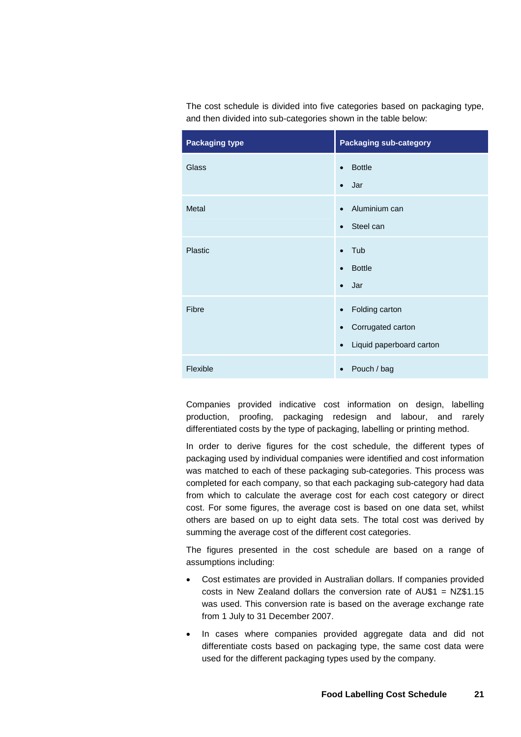The cost schedule is divided into five categories based on packaging type, and then divided into sub-categories shown in the table below:

| Packaging type | Packaging sub-category |
|---|---|
| Glass | • Bottle<br>• Jar |
| Metal | • Aluminium can<br>• Steel can |
| Plastic | • Tub<br>• Bottle<br>• Jar |
| Fibre | • Folding carton<br>• Corrugated carton<br>• Liquid paperboard carton |
| Flexible | • Pouch / bag |

Companies provided indicative cost information on design, labelling production, proofing, packaging redesign and labour, and rarely differentiated costs by the type of packaging, labelling or printing method.

In order to derive figures for the cost schedule, the different types of packaging used by individual companies were identified and cost information was matched to each of these packaging sub-categories. This process was completed for each company, so that each packaging sub-category had data from which to calculate the average cost for each cost category or direct cost. For some figures, the average cost is based on one data set, whilst others are based on up to eight data sets. The total cost was derived by summing the average cost of the different cost categories.

The figures presented in the cost schedule are based on a range of assumptions including:

- Cost estimates are provided in Australian dollars. If companies provided costs in New Zealand dollars the conversion rate of AU$1 = NZ$1.15 was used. This conversion rate is based on the average exchange rate from 1 July to 31 December 2007.
- In cases where companies provided aggregate data and did not differentiate costs based on packaging type, the same cost data were used for the different packaging types used by the company.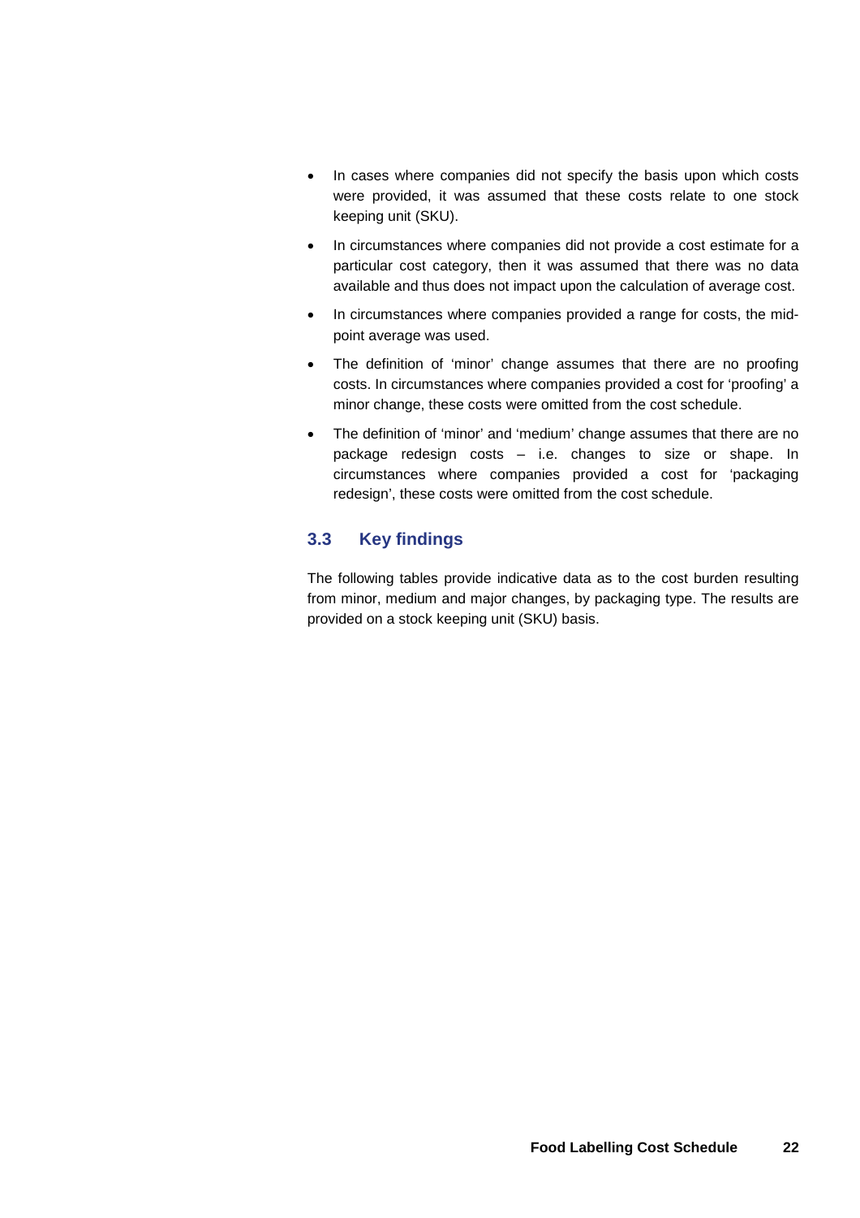- In cases where companies did not specify the basis upon which costs were provided, it was assumed that these costs relate to one stock keeping unit (SKU).
- In circumstances where companies did not provide a cost estimate for a particular cost category, then it was assumed that there was no data available and thus does not impact upon the calculation of average cost.
- In circumstances where companies provided a range for costs, the mid-point average was used.
- The definition of 'minor' change assumes that there are no proofing costs. In circumstances where companies provided a cost for 'proofing' a minor change, these costs were omitted from the cost schedule.
- The definition of 'minor' and 'medium' change assumes that there are no package redesign costs – i.e. changes to size or shape. In circumstances where companies provided a cost for 'packaging redesign', these costs were omitted from the cost schedule.

## 3.3 Key findings

The following tables provide indicative data as to the cost burden resulting from minor, medium and major changes, by packaging type. The results are provided on a stock keeping unit (SKU) basis.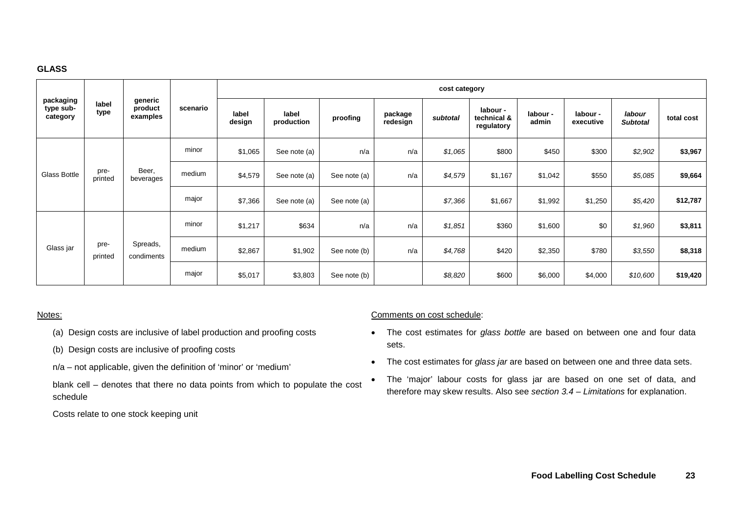**GLASS**

| packaging type sub-category | label type | generic product examples | scenario | cost category | | | | | | | | | |
|---|---|---|---|---|---|---|---|---|---|---|---|---|---|
| | | | | label design | label production | proofing | package redesign | *subtotal* | labour - technical & regulatory | labour - admin | labour - executive | *labour Subtotal* | total cost |
| Glass Bottle | pre-printed | Beer, beverages | minor | $1,065 | See note (a) | n/a | n/a | *$1,065* | $800 | $450 | $300 | *$2,902* | **$3,967** |
| | | | medium | $4,579 | See note (a) | See note (a) | n/a | *$4,579* | $1,167 | $1,042 | $550 | *$5,085* | **$9,664** |
| | | | major | $7,366 | See note (a) | See note (a) | | *$7,366* | $1,667 | $1,992 | $1,250 | *$5,420* | **$12,787** |
| Glass jar | pre-printed | Spreads, condiments | minor | $1,217 | $634 | n/a | n/a | *$1,851* | $360 | $1,600 | $0 | *$1,960* | **$3,811** |
| | | | medium | $2,867 | $1,902 | See note (b) | n/a | *$4,768* | $420 | $2,350 | $780 | *$3,550* | **$8,318** |
| | | | major | $5,017 | $3,803 | See note (b) | | *$8,820* | $600 | $6,000 | $4,000 | *$10,600* | **$19,420** |

Notes:

(a) Design costs are inclusive of label production and proofing costs

(b) Design costs are inclusive of proofing costs

n/a – not applicable, given the definition of 'minor' or 'medium'

blank cell – denotes that there no data points from which to populate the cost schedule

Costs relate to one stock keeping unit

Comments on cost schedule:

- The cost estimates for *glass bottle* are based on between one and four data sets.
- The cost estimates for *glass jar* are based on between one and three data sets.
- The 'major' labour costs for glass jar are based on one set of data, and therefore may skew results. Also see *section 3.4 – Limitations* for explanation.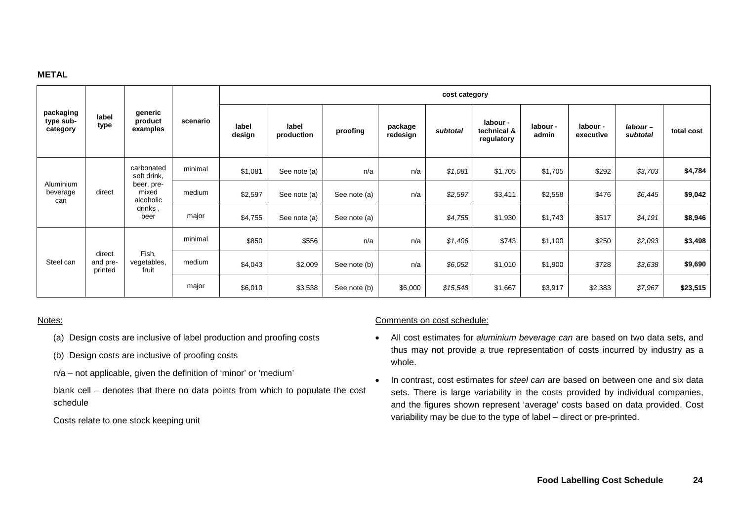**METAL**

| packaging type sub-category | label type | generic product examples | scenario | cost category | | | | | | | | | |
|---|---|---|---|---|---|---|---|---|---|---|---|---|---|
| | | | | label design | label production | proofing | package redesign | *subtotal* | labour - technical & regulatory | labour - admin | labour - executive | *labour – subtotal* | total cost |
| Aluminium beverage can | direct | carbonated soft drink, beer, pre-mixed alcoholic drinks , beer | minimal | $1,081 | See note (a) | n/a | n/a | *$1,081* | $1,705 | $1,705 | $292 | *$3,703* | **$4,784** |
| | | | medium | $2,597 | See note (a) | See note (a) | n/a | *$2,597* | $3,411 | $2,558 | $476 | *$6,445* | **$9,042** |
| | | | major | $4,755 | See note (a) | See note (a) | | *$4,755* | $1,930 | $1,743 | $517 | *$4,191* | **$8,946** |
| Steel can | direct and pre-printed | Fish, vegetables, fruit | minimal | $850 | $556 | n/a | n/a | *$1,406* | $743 | $1,100 | $250 | *$2,093* | **$3,498** |
| | | | medium | $4,043 | $2,009 | See note (b) | n/a | *$6,052* | $1,010 | $1,900 | $728 | *$3,638* | **$9,690** |
| | | | major | $6,010 | $3,538 | See note (b) | $6,000 | *$15,548* | $1,667 | $3,917 | $2,383 | *$7,967* | **$23,515** |

Notes:

(a) Design costs are inclusive of label production and proofing costs

(b) Design costs are inclusive of proofing costs

n/a – not applicable, given the definition of 'minor' or 'medium'

blank cell – denotes that there no data points from which to populate the cost schedule

Costs relate to one stock keeping unit

Comments on cost schedule:

- All cost estimates for *aluminium beverage can* are based on two data sets, and thus may not provide a true representation of costs incurred by industry as a whole.
- In contrast, cost estimates for *steel can* are based on between one and six data sets. There is large variability in the costs provided by individual companies, and the figures shown represent 'average' costs based on data provided. Cost variability may be due to the type of label – direct or pre-printed.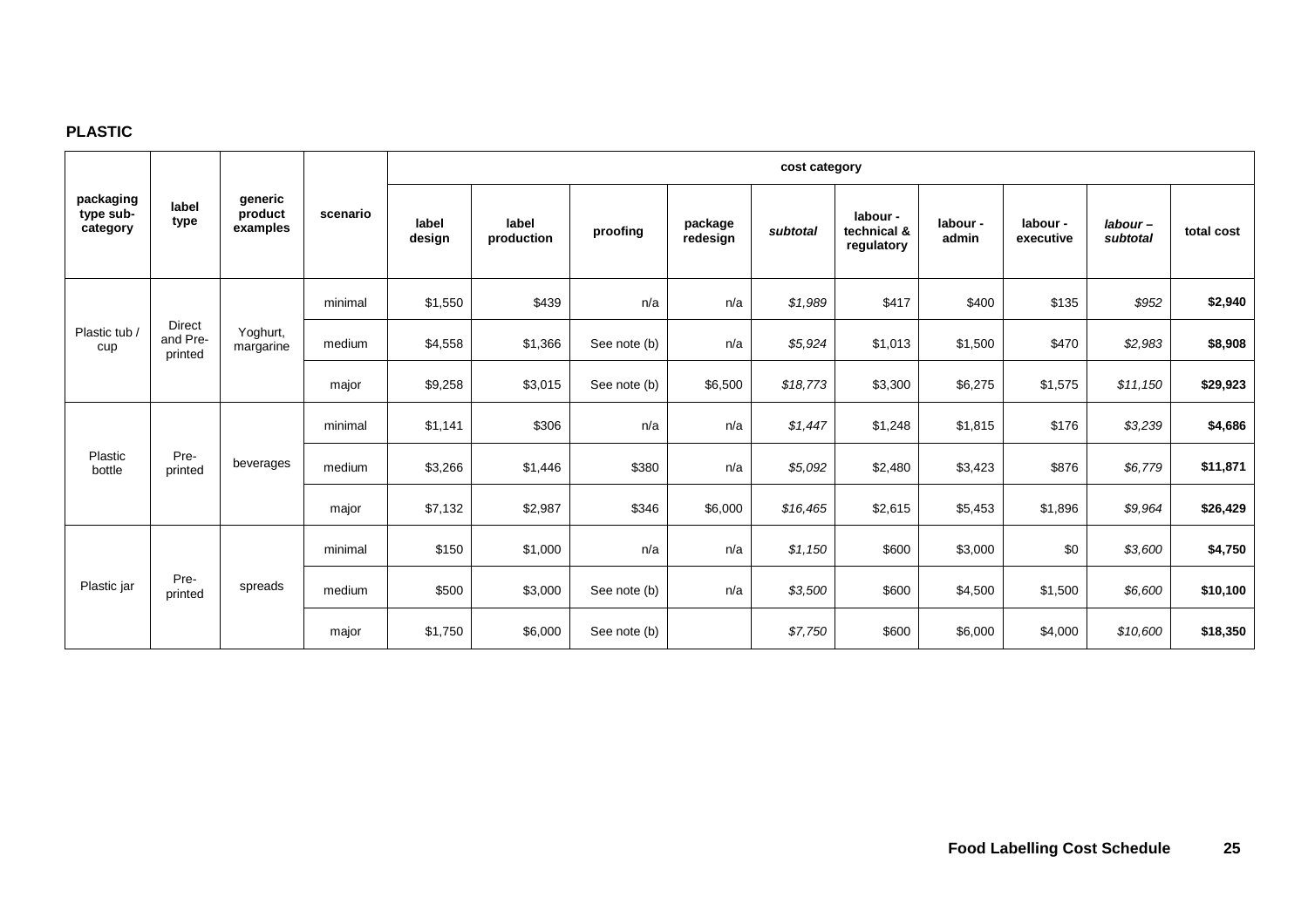**PLASTIC**

| packaging type sub-category | label type | generic product examples | scenario | cost category | | | | | | | | | |
|---|---|---|---|---|---|---|---|---|---|---|---|---|---|
| | | | | label design | label production | proofing | package redesign | *subtotal* | labour - technical & regulatory | labour - admin | labour - executive | *labour – subtotal* | total cost |
| Plastic tub / cup | Direct and Pre-printed | Yoghurt, margarine | minimal | $1,550 | $439 | n/a | n/a | *$1,989* | $417 | $400 | $135 | *$952* | **$2,940** |
| | | | medium | $4,558 | $1,366 | See note (b) | n/a | *$5,924* | $1,013 | $1,500 | $470 | *$2,983* | **$8,908** |
| | | | major | $9,258 | $3,015 | See note (b) | $6,500 | *$18,773* | $3,300 | $6,275 | $1,575 | *$11,150* | **$29,923** |
| Plastic bottle | Pre-printed | beverages | minimal | $1,141 | $306 | n/a | n/a | *$1,447* | $1,248 | $1,815 | $176 | *$3,239* | **$4,686** |
| | | | medium | $3,266 | $1,446 | $380 | n/a | *$5,092* | $2,480 | $3,423 | $876 | *$6,779* | **$11,871** |
| | | | major | $7,132 | $2,987 | $346 | $6,000 | *$16,465* | $2,615 | $5,453 | $1,896 | *$9,964* | **$26,429** |
| Plastic jar | Pre-printed | spreads | minimal | $150 | $1,000 | n/a | n/a | *$1,150* | $600 | $3,000 | $0 | *$3,600* | **$4,750** |
| | | | medium | $500 | $3,000 | See note (b) | n/a | *$3,500* | $600 | $4,500 | $1,500 | *$6,600* | **$10,100** |
| | | | major | $1,750 | $6,000 | See note (b) | | *$7,750* | $600 | $6,000 | $4,000 | *$10,600* | **$18,350** |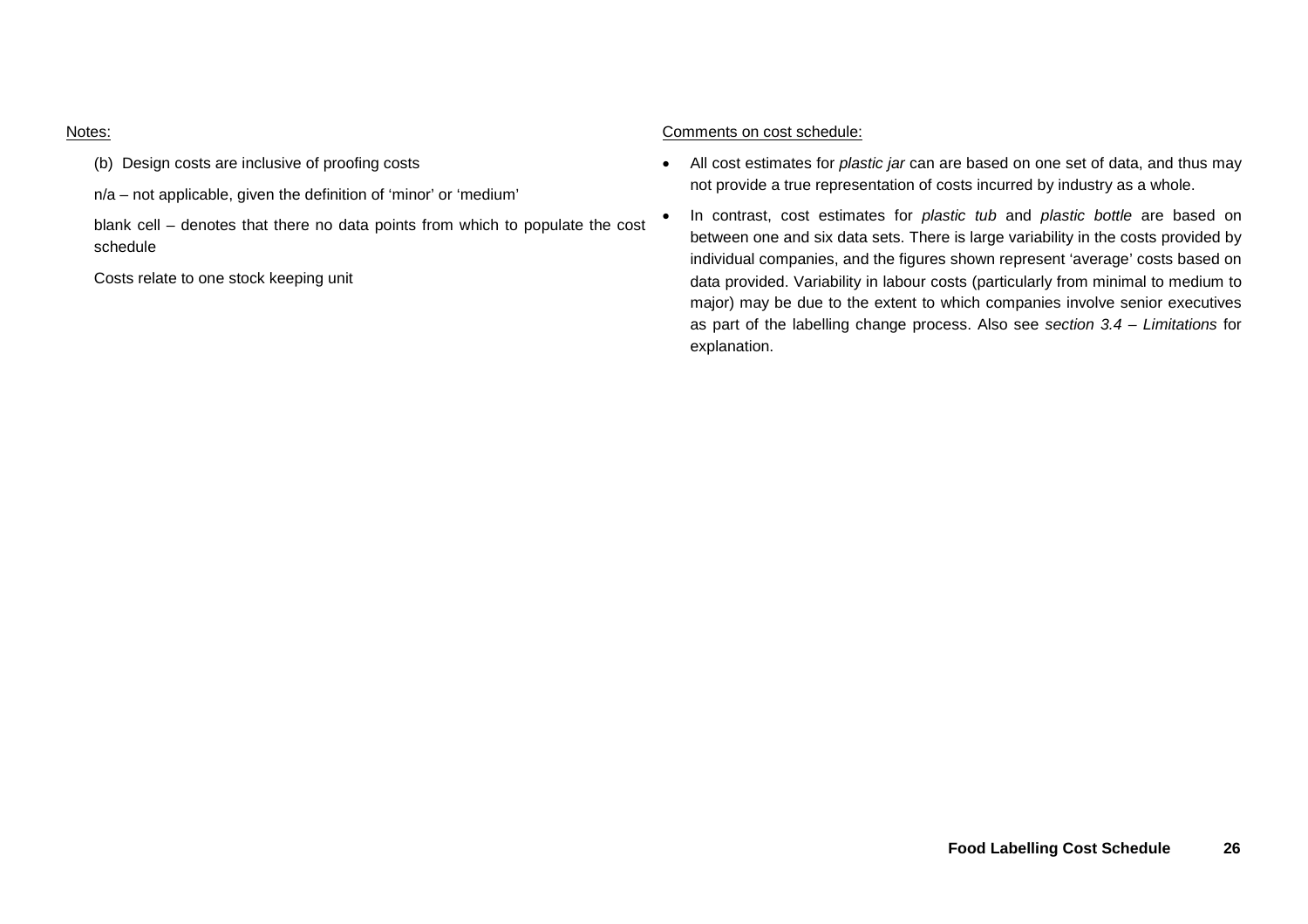Notes:

(b) Design costs are inclusive of proofing costs

n/a – not applicable, given the definition of 'minor' or 'medium'

blank cell – denotes that there no data points from which to populate the cost schedule

Costs relate to one stock keeping unit

Comments on cost schedule:

- All cost estimates for *plastic jar* can are based on one set of data, and thus may not provide a true representation of costs incurred by industry as a whole.
- In contrast, cost estimates for *plastic tub* and *plastic bottle* are based on between one and six data sets. There is large variability in the costs provided by individual companies, and the figures shown represent 'average' costs based on data provided. Variability in labour costs (particularly from minimal to medium to major) may be due to the extent to which companies involve senior executives as part of the labelling change process. Also see *section 3.4 – Limitations* for explanation.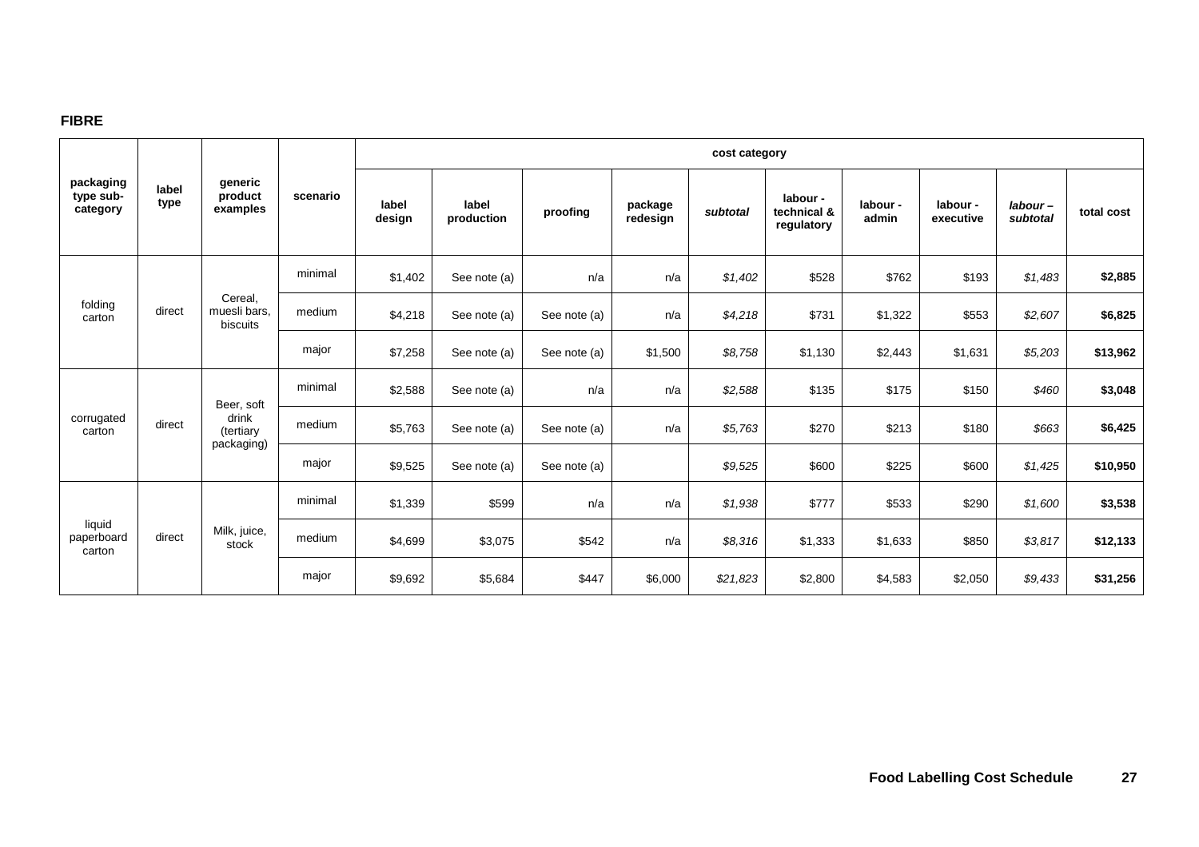**FIBRE**

| packaging type sub-category | label type | generic product examples | scenario | cost category | | | | | | | | | |
|---|---|---|---|---|---|---|---|---|---|---|---|---|---|
| | | | | label design | label production | proofing | package redesign | *subtotal* | labour - technical & regulatory | labour - admin | labour - executive | *labour – subtotal* | total cost |
| folding carton | direct | Cereal, muesli bars, biscuits | minimal | $1,402 | See note (a) | n/a | n/a | *$1,402* | $528 | $762 | $193 | *$1,483* | **$2,885** |
| | | | medium | $4,218 | See note (a) | See note (a) | n/a | *$4,218* | $731 | $1,322 | $553 | *$2,607* | **$6,825** |
| | | | major | $7,258 | See note (a) | See note (a) | $1,500 | *$8,758* | $1,130 | $2,443 | $1,631 | *$5,203* | **$13,962** |
| corrugated carton | direct | Beer, soft drink (tertiary packaging) | minimal | $2,588 | See note (a) | n/a | n/a | *$2,588* | $135 | $175 | $150 | *$460* | **$3,048** |
| | | | medium | $5,763 | See note (a) | See note (a) | n/a | *$5,763* | $270 | $213 | $180 | *$663* | **$6,425** |
| | | | major | $9,525 | See note (a) | See note (a) | | *$9,525* | $600 | $225 | $600 | *$1,425* | **$10,950** |
| liquid paperboard carton | direct | Milk, juice, stock | minimal | $1,339 | $599 | n/a | n/a | *$1,938* | $777 | $533 | $290 | *$1,600* | **$3,538** |
| | | | medium | $4,699 | $3,075 | $542 | n/a | *$8,316* | $1,333 | $1,633 | $850 | *$3,817* | **$12,133** |
| | | | major | $9,692 | $5,684 | $447 | $6,000 | *$21,823* | $2,800 | $4,583 | $2,050 | *$9,433* | **$31,256** |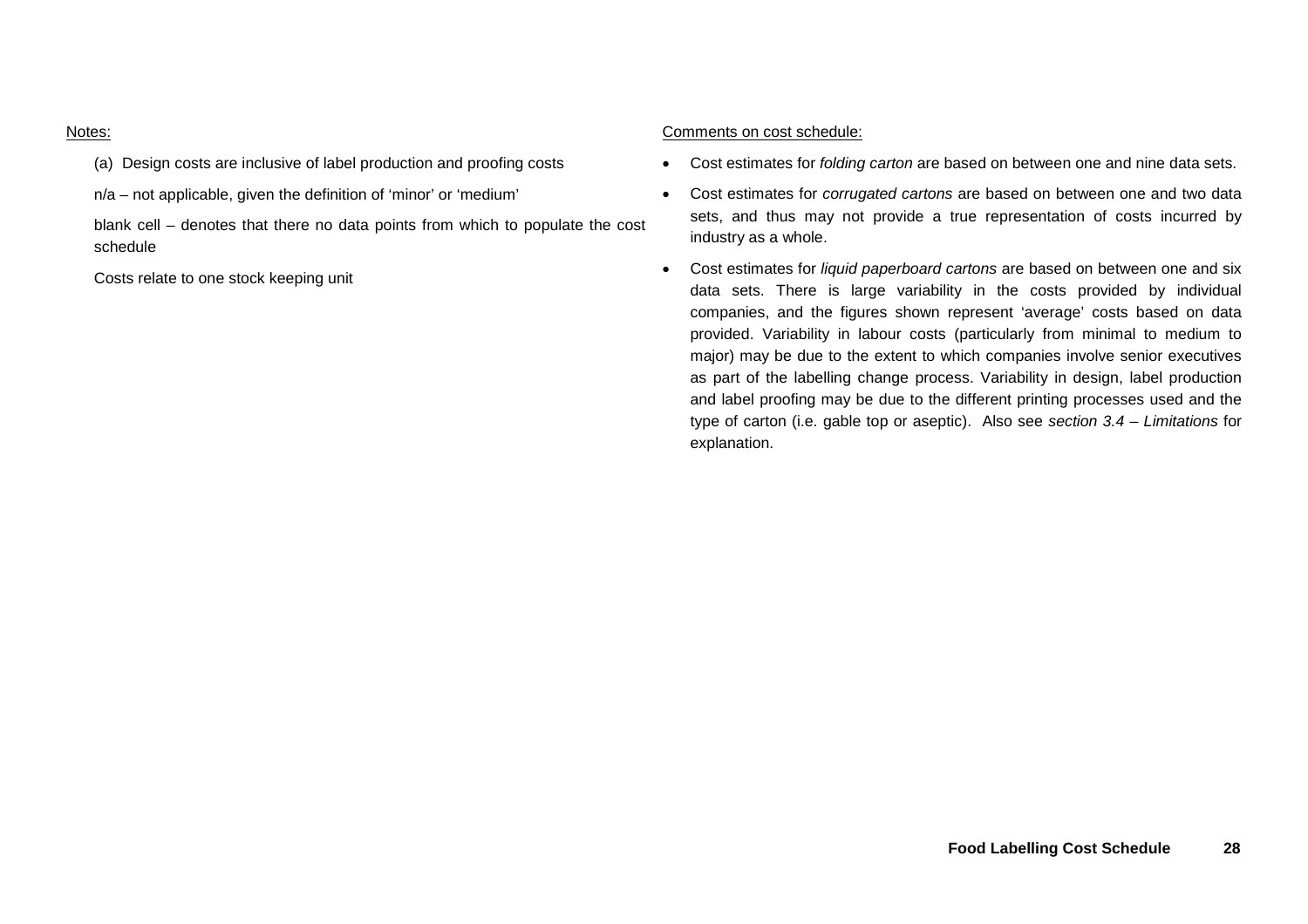Notes:

(a) Design costs are inclusive of label production and proofing costs

n/a – not applicable, given the definition of 'minor' or 'medium'

blank cell – denotes that there no data points from which to populate the cost schedule

Costs relate to one stock keeping unit

Comments on cost schedule:

- Cost estimates for *folding carton* are based on between one and nine data sets.
- Cost estimates for *corrugated cartons* are based on between one and two data sets, and thus may not provide a true representation of costs incurred by industry as a whole.
- Cost estimates for *liquid paperboard cartons* are based on between one and six data sets. There is large variability in the costs provided by individual companies, and the figures shown represent 'average' costs based on data provided. Variability in labour costs (particularly from minimal to medium to major) may be due to the extent to which companies involve senior executives as part of the labelling change process. Variability in design, label production and label proofing may be due to the different printing processes used and the type of carton (i.e. gable top or aseptic). Also see *section 3.4 – Limitations* for explanation.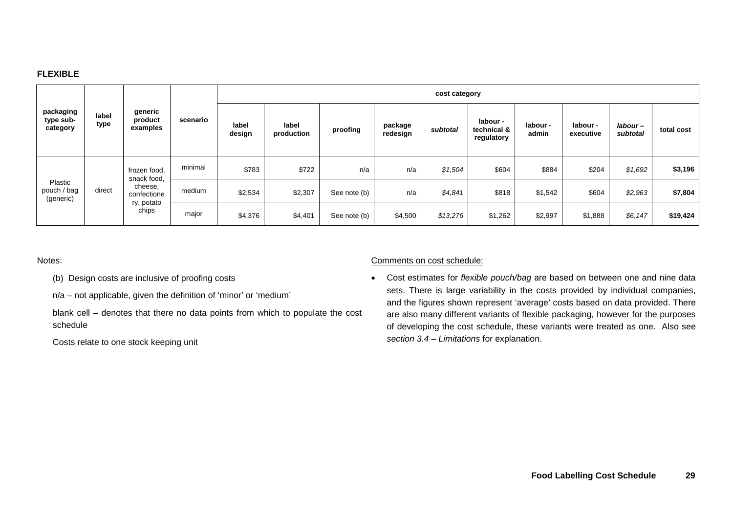**FLEXIBLE**

| packaging type sub-category | label type | generic product examples | scenario | cost category | | | | | | | | | |
|---|---|---|---|---|---|---|---|---|---|---|---|---|---|
| | | | | label design | label production | proofing | package redesign | *subtotal* | labour - technical & regulatory | labour - admin | labour - executive | *labour – subtotal* | total cost |
| Plastic pouch / bag (generic) | direct | frozen food, snack food, cheese, confectionery, potato chips | minimal | $783 | $722 | n/a | n/a | *$1,504* | $604 | $884 | $204 | *$1,692* | **$3,196** |
| | | | medium | $2,534 | $2,307 | See note (b) | n/a | *$4,841* | $818 | $1,542 | $604 | *$2,963* | **$7,804** |
| | | | major | $4,376 | $4,401 | See note (b) | $4,500 | *$13,276* | $1,262 | $2,997 | $1,888 | *$6,147* | **$19,424** |

Notes:

(b) Design costs are inclusive of proofing costs

n/a – not applicable, given the definition of 'minor' or 'medium'

blank cell – denotes that there no data points from which to populate the cost schedule

Costs relate to one stock keeping unit

Comments on cost schedule:

- Cost estimates for *flexible pouch/bag* are based on between one and nine data sets. There is large variability in the costs provided by individual companies, and the figures shown represent 'average' costs based on data provided. There are also many different variants of flexible packaging, however for the purposes of developing the cost schedule, these variants were treated as one. Also see *section 3.4 – Limitations* for explanation.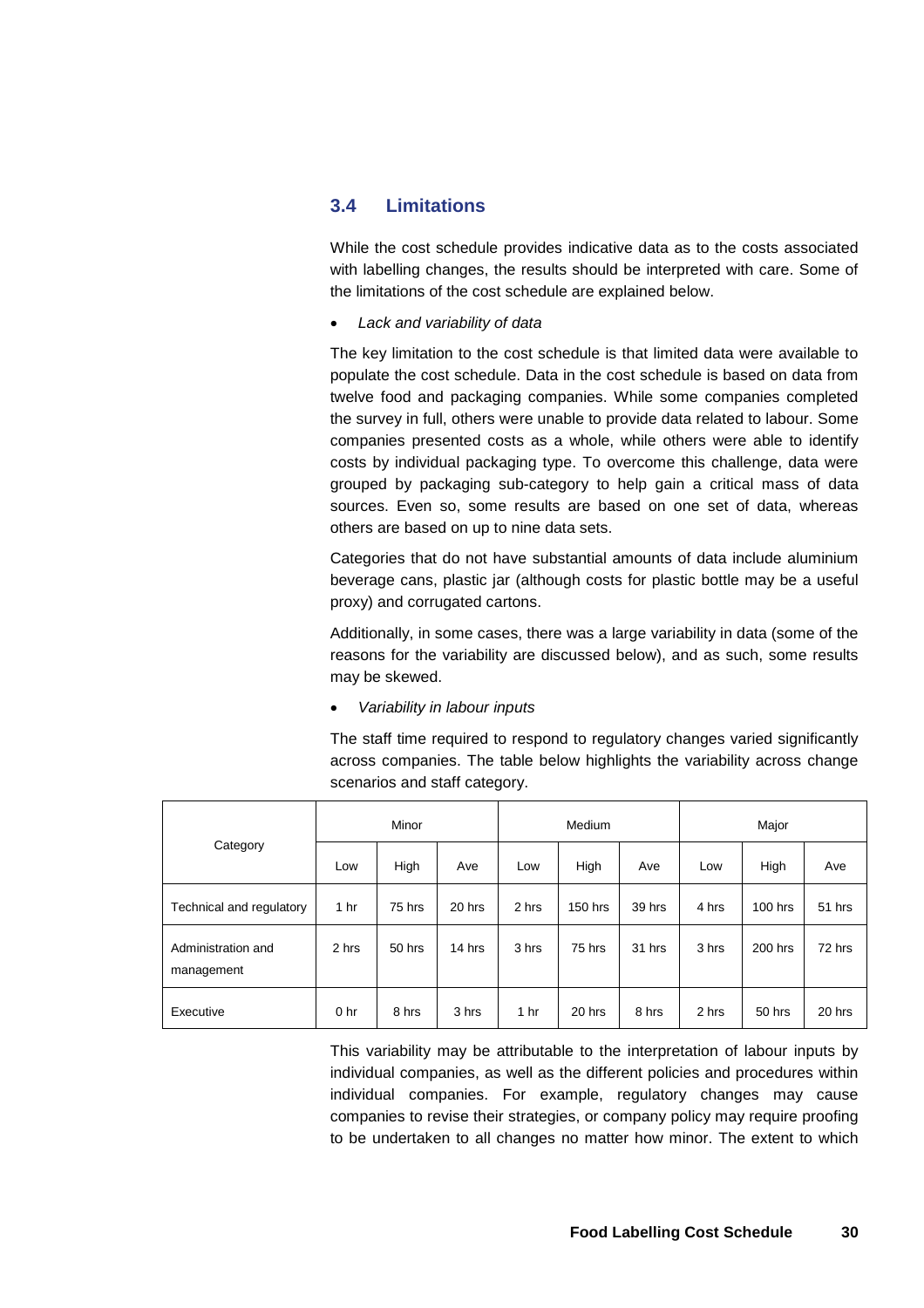### 3.4 Limitations

While the cost schedule provides indicative data as to the costs associated with labelling changes, the results should be interpreted with care. Some of the limitations of the cost schedule are explained below.

- *Lack and variability of data*

The key limitation to the cost schedule is that limited data were available to populate the cost schedule. Data in the cost schedule is based on data from twelve food and packaging companies. While some companies completed the survey in full, others were unable to provide data related to labour. Some companies presented costs as a whole, while others were able to identify costs by individual packaging type. To overcome this challenge, data were grouped by packaging sub-category to help gain a critical mass of data sources. Even so, some results are based on one set of data, whereas others are based on up to nine data sets.

Categories that do not have substantial amounts of data include aluminium beverage cans, plastic jar (although costs for plastic bottle may be a useful proxy) and corrugated cartons.

Additionally, in some cases, there was a large variability in data (some of the reasons for the variability are discussed below), and as such, some results may be skewed.

- *Variability in labour inputs*

The staff time required to respond to regulatory changes varied significantly across companies. The table below highlights the variability across change scenarios and staff category.

| Category | Minor | | | Medium | | | Major | | |
|---|---|---|---|---|---|---|---|---|---|
| | Low | High | Ave | Low | High | Ave | Low | High | Ave |
| Technical and regulatory | 1 hr | 75 hrs | 20 hrs | 2 hrs | 150 hrs | 39 hrs | 4 hrs | 100 hrs | 51 hrs |
| Administration and management | 2 hrs | 50 hrs | 14 hrs | 3 hrs | 75 hrs | 31 hrs | 3 hrs | 200 hrs | 72 hrs |
| Executive | 0 hr | 8 hrs | 3 hrs | 1 hr | 20 hrs | 8 hrs | 2 hrs | 50 hrs | 20 hrs |

This variability may be attributable to the interpretation of labour inputs by individual companies, as well as the different policies and procedures within individual companies. For example, regulatory changes may cause companies to revise their strategies, or company policy may require proofing to be undertaken to all changes no matter how minor. The extent to which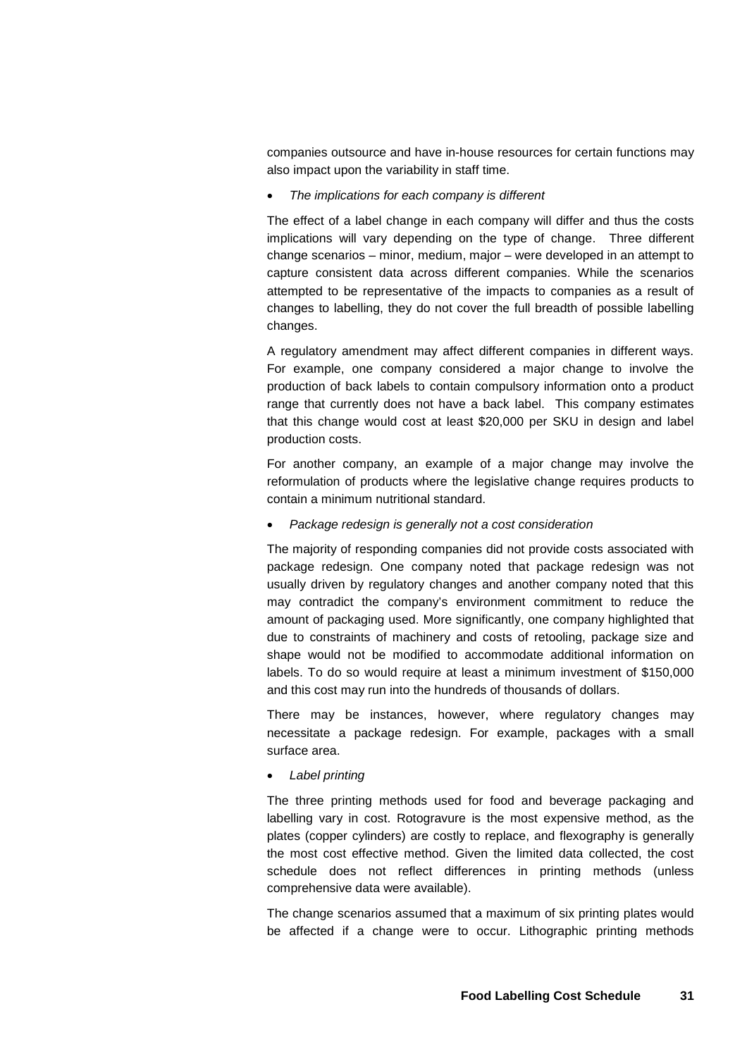companies outsource and have in-house resources for certain functions may also impact upon the variability in staff time.

- *The implications for each company is different*

The effect of a label change in each company will differ and thus the costs implications will vary depending on the type of change. Three different change scenarios – minor, medium, major – were developed in an attempt to capture consistent data across different companies. While the scenarios attempted to be representative of the impacts to companies as a result of changes to labelling, they do not cover the full breadth of possible labelling changes.

A regulatory amendment may affect different companies in different ways. For example, one company considered a major change to involve the production of back labels to contain compulsory information onto a product range that currently does not have a back label. This company estimates that this change would cost at least $20,000 per SKU in design and label production costs.

For another company, an example of a major change may involve the reformulation of products where the legislative change requires products to contain a minimum nutritional standard.

- *Package redesign is generally not a cost consideration*

The majority of responding companies did not provide costs associated with package redesign. One company noted that package redesign was not usually driven by regulatory changes and another company noted that this may contradict the company's environment commitment to reduce the amount of packaging used. More significantly, one company highlighted that due to constraints of machinery and costs of retooling, package size and shape would not be modified to accommodate additional information on labels. To do so would require at least a minimum investment of $150,000 and this cost may run into the hundreds of thousands of dollars.

There may be instances, however, where regulatory changes may necessitate a package redesign. For example, packages with a small surface area.

- *Label printing*

The three printing methods used for food and beverage packaging and labelling vary in cost. Rotogravure is the most expensive method, as the plates (copper cylinders) are costly to replace, and flexography is generally the most cost effective method. Given the limited data collected, the cost schedule does not reflect differences in printing methods (unless comprehensive data were available).

The change scenarios assumed that a maximum of six printing plates would be affected if a change were to occur. Lithographic printing methods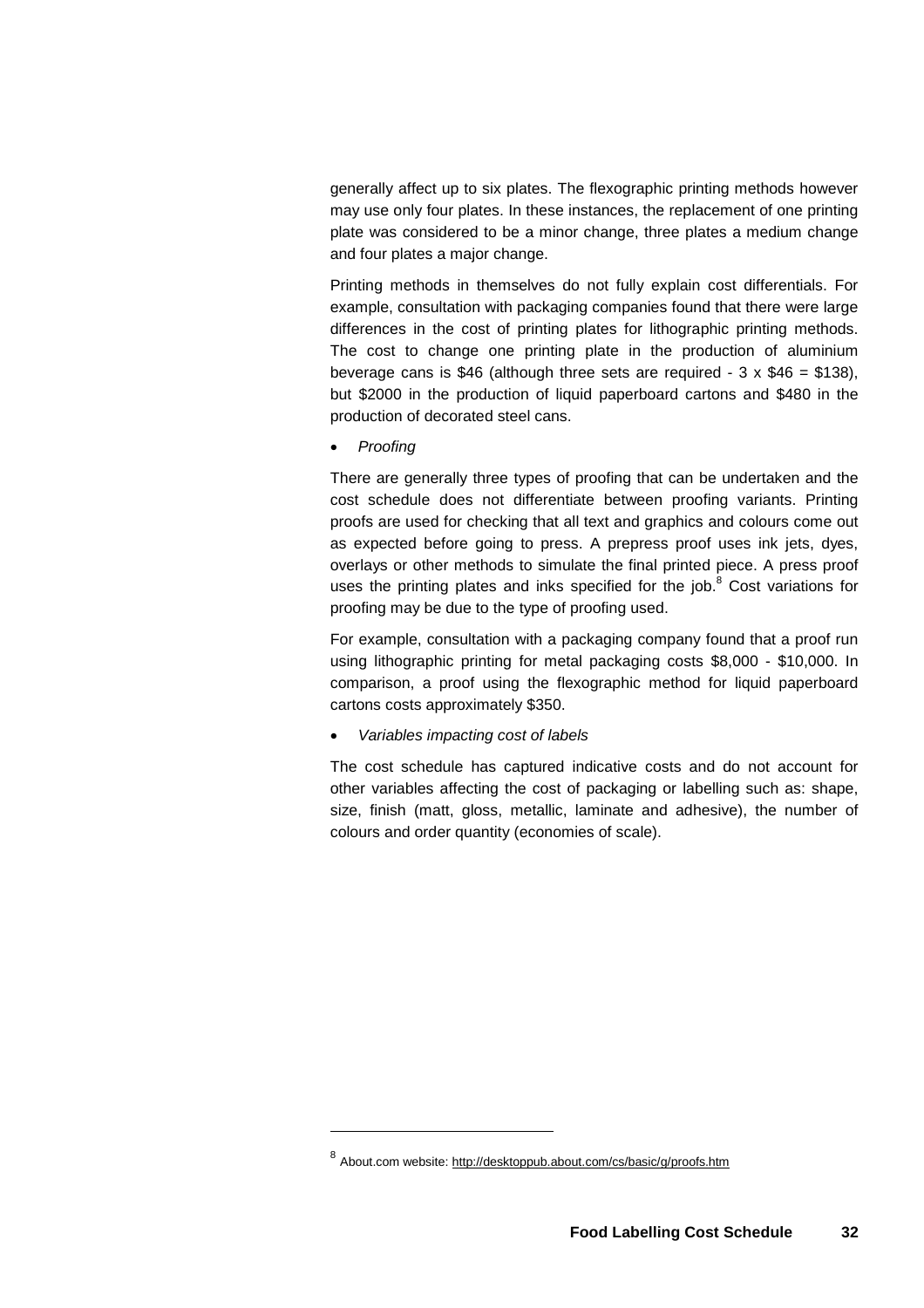generally affect up to six plates. The flexographic printing methods however may use only four plates. In these instances, the replacement of one printing plate was considered to be a minor change, three plates a medium change and four plates a major change.

Printing methods in themselves do not fully explain cost differentials. For example, consultation with packaging companies found that there were large differences in the cost of printing plates for lithographic printing methods. The cost to change one printing plate in the production of aluminium beverage cans is $46 (although three sets are required - 3 x $46 = $138), but $2000 in the production of liquid paperboard cartons and $480 in the production of decorated steel cans.

- *Proofing*

There are generally three types of proofing that can be undertaken and the cost schedule does not differentiate between proofing variants. Printing proofs are used for checking that all text and graphics and colours come out as expected before going to press. A prepress proof uses ink jets, dyes, overlays or other methods to simulate the final printed piece. A press proof uses the printing plates and inks specified for the job.[8] Cost variations for proofing may be due to the type of proofing used.

For example, consultation with a packaging company found that a proof run using lithographic printing for metal packaging costs $8,000 - $10,000. In comparison, a proof using the flexographic method for liquid paperboard cartons costs approximately $350.

- *Variables impacting cost of labels*

The cost schedule has captured indicative costs and do not account for other variables affecting the cost of packaging or labelling such as: shape, size, finish (matt, gloss, metallic, laminate and adhesive), the number of colours and order quantity (economies of scale).

---

[8] About.com website: http://desktoppub.about.com/cs/basic/g/proofs.htm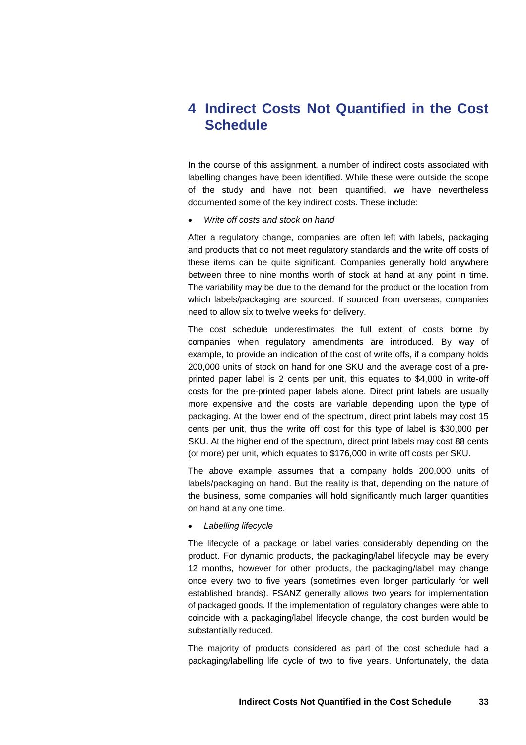# 4 Indirect Costs Not Quantified in the Cost Schedule

In the course of this assignment, a number of indirect costs associated with labelling changes have been identified. While these were outside the scope of the study and have not been quantified, we have nevertheless documented some of the key indirect costs. These include:

- *Write off costs and stock on hand*

After a regulatory change, companies are often left with labels, packaging and products that do not meet regulatory standards and the write off costs of these items can be quite significant. Companies generally hold anywhere between three to nine months worth of stock at hand at any point in time. The variability may be due to the demand for the product or the location from which labels/packaging are sourced. If sourced from overseas, companies need to allow six to twelve weeks for delivery.

The cost schedule underestimates the full extent of costs borne by companies when regulatory amendments are introduced. By way of example, to provide an indication of the cost of write offs, if a company holds 200,000 units of stock on hand for one SKU and the average cost of a pre-printed paper label is 2 cents per unit, this equates to $4,000 in write-off costs for the pre-printed paper labels alone. Direct print labels are usually more expensive and the costs are variable depending upon the type of packaging. At the lower end of the spectrum, direct print labels may cost 15 cents per unit, thus the write off cost for this type of label is $30,000 per SKU. At the higher end of the spectrum, direct print labels may cost 88 cents (or more) per unit, which equates to $176,000 in write off costs per SKU.

The above example assumes that a company holds 200,000 units of labels/packaging on hand. But the reality is that, depending on the nature of the business, some companies will hold significantly much larger quantities on hand at any one time.

- *Labelling lifecycle*

The lifecycle of a package or label varies considerably depending on the product. For dynamic products, the packaging/label lifecycle may be every 12 months, however for other products, the packaging/label may change once every two to five years (sometimes even longer particularly for well established brands). FSANZ generally allows two years for implementation of packaged goods. If the implementation of regulatory changes were able to coincide with a packaging/label lifecycle change, the cost burden would be substantially reduced.

The majority of products considered as part of the cost schedule had a packaging/labelling life cycle of two to five years. Unfortunately, the data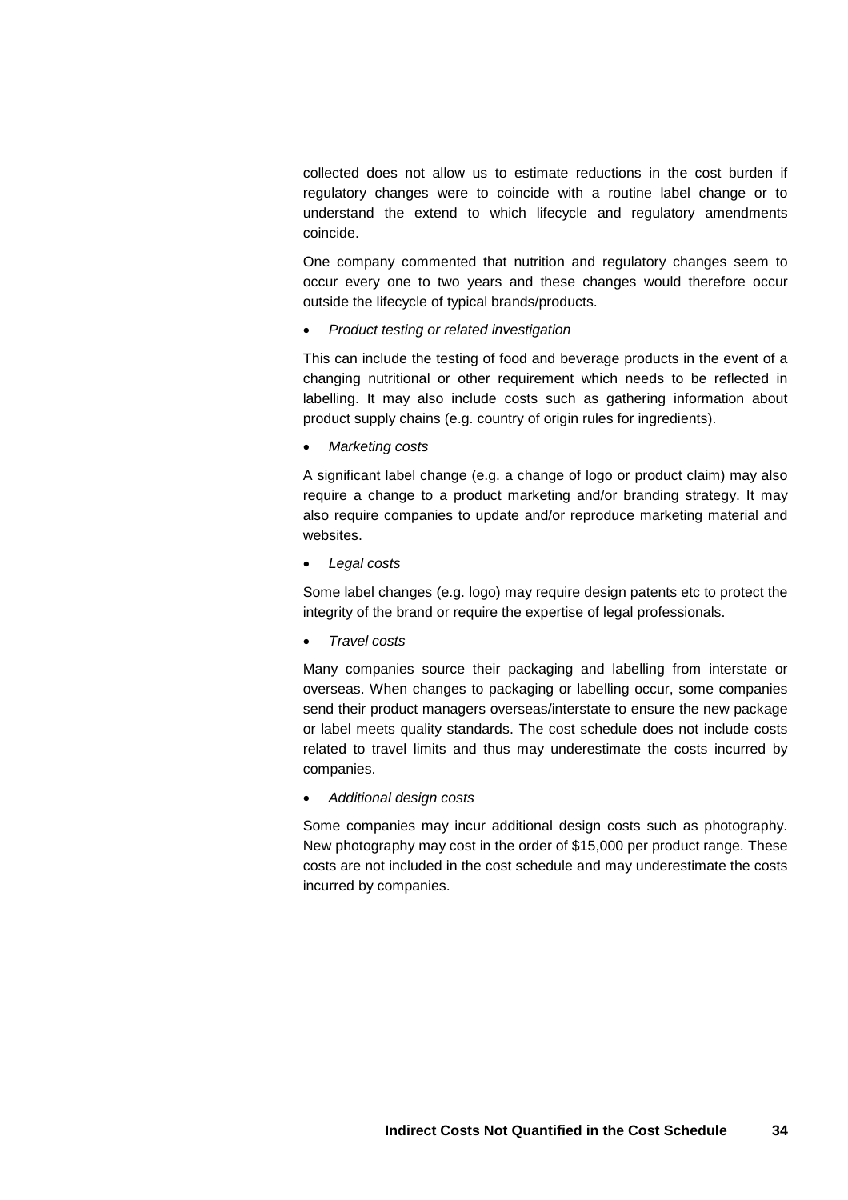collected does not allow us to estimate reductions in the cost burden if regulatory changes were to coincide with a routine label change or to understand the extend to which lifecycle and regulatory amendments coincide.

One company commented that nutrition and regulatory changes seem to occur every one to two years and these changes would therefore occur outside the lifecycle of typical brands/products.

- *Product testing or related investigation*

This can include the testing of food and beverage products in the event of a changing nutritional or other requirement which needs to be reflected in labelling. It may also include costs such as gathering information about product supply chains (e.g. country of origin rules for ingredients).

- *Marketing costs*

A significant label change (e.g. a change of logo or product claim) may also require a change to a product marketing and/or branding strategy. It may also require companies to update and/or reproduce marketing material and websites.

- *Legal costs*

Some label changes (e.g. logo) may require design patents etc to protect the integrity of the brand or require the expertise of legal professionals.

- *Travel costs*

Many companies source their packaging and labelling from interstate or overseas. When changes to packaging or labelling occur, some companies send their product managers overseas/interstate to ensure the new package or label meets quality standards. The cost schedule does not include costs related to travel limits and thus may underestimate the costs incurred by companies.

- *Additional design costs*

Some companies may incur additional design costs such as photography. New photography may cost in the order of $15,000 per product range. These costs are not included in the cost schedule and may underestimate the costs incurred by companies.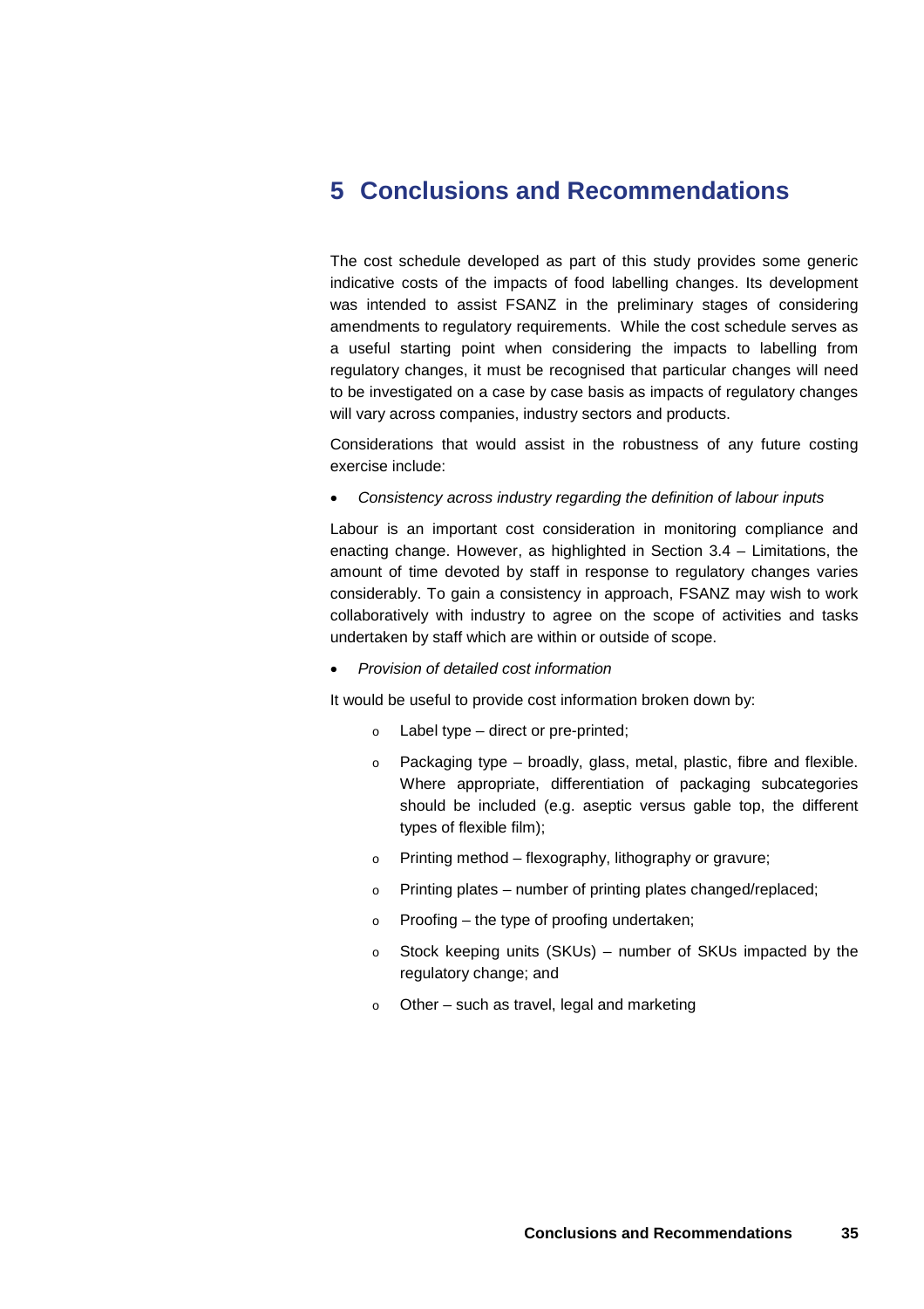# 5 Conclusions and Recommendations

The cost schedule developed as part of this study provides some generic indicative costs of the impacts of food labelling changes. Its development was intended to assist FSANZ in the preliminary stages of considering amendments to regulatory requirements. While the cost schedule serves as a useful starting point when considering the impacts to labelling from regulatory changes, it must be recognised that particular changes will need to be investigated on a case by case basis as impacts of regulatory changes will vary across companies, industry sectors and products.

Considerations that would assist in the robustness of any future costing exercise include:

- *Consistency across industry regarding the definition of labour inputs*

Labour is an important cost consideration in monitoring compliance and enacting change. However, as highlighted in Section 3.4 – Limitations, the amount of time devoted by staff in response to regulatory changes varies considerably. To gain a consistency in approach, FSANZ may wish to work collaboratively with industry to agree on the scope of activities and tasks undertaken by staff which are within or outside of scope.

- *Provision of detailed cost information*

It would be useful to provide cost information broken down by:

  - Label type – direct or pre-printed;
  - Packaging type – broadly, glass, metal, plastic, fibre and flexible. Where appropriate, differentiation of packaging subcategories should be included (e.g. aseptic versus gable top, the different types of flexible film);
  - Printing method – flexography, lithography or gravure;
  - Printing plates – number of printing plates changed/replaced;
  - Proofing – the type of proofing undertaken;
  - Stock keeping units (SKUs) – number of SKUs impacted by the regulatory change; and
  - Other – such as travel, legal and marketing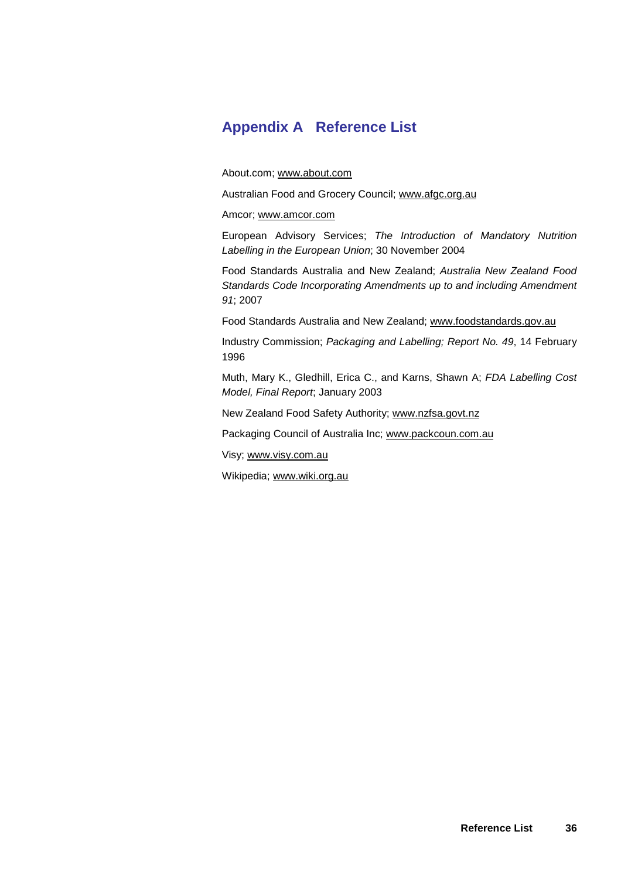# Appendix A Reference List

About.com; www.about.com

Australian Food and Grocery Council; www.afgc.org.au

Amcor; www.amcor.com

European Advisory Services; *The Introduction of Mandatory Nutrition Labelling in the European Union*; 30 November 2004

Food Standards Australia and New Zealand; *Australia New Zealand Food Standards Code Incorporating Amendments up to and including Amendment 91*; 2007

Food Standards Australia and New Zealand; www.foodstandards.gov.au

Industry Commission; *Packaging and Labelling; Report No. 49*, 14 February 1996

Muth, Mary K., Gledhill, Erica C., and Karns, Shawn A; *FDA Labelling Cost Model, Final Report*; January 2003

New Zealand Food Safety Authority; www.nzfsa.govt.nz

Packaging Council of Australia Inc; www.packcoun.com.au

Visy; www.visy.com.au

Wikipedia; www.wiki.org.au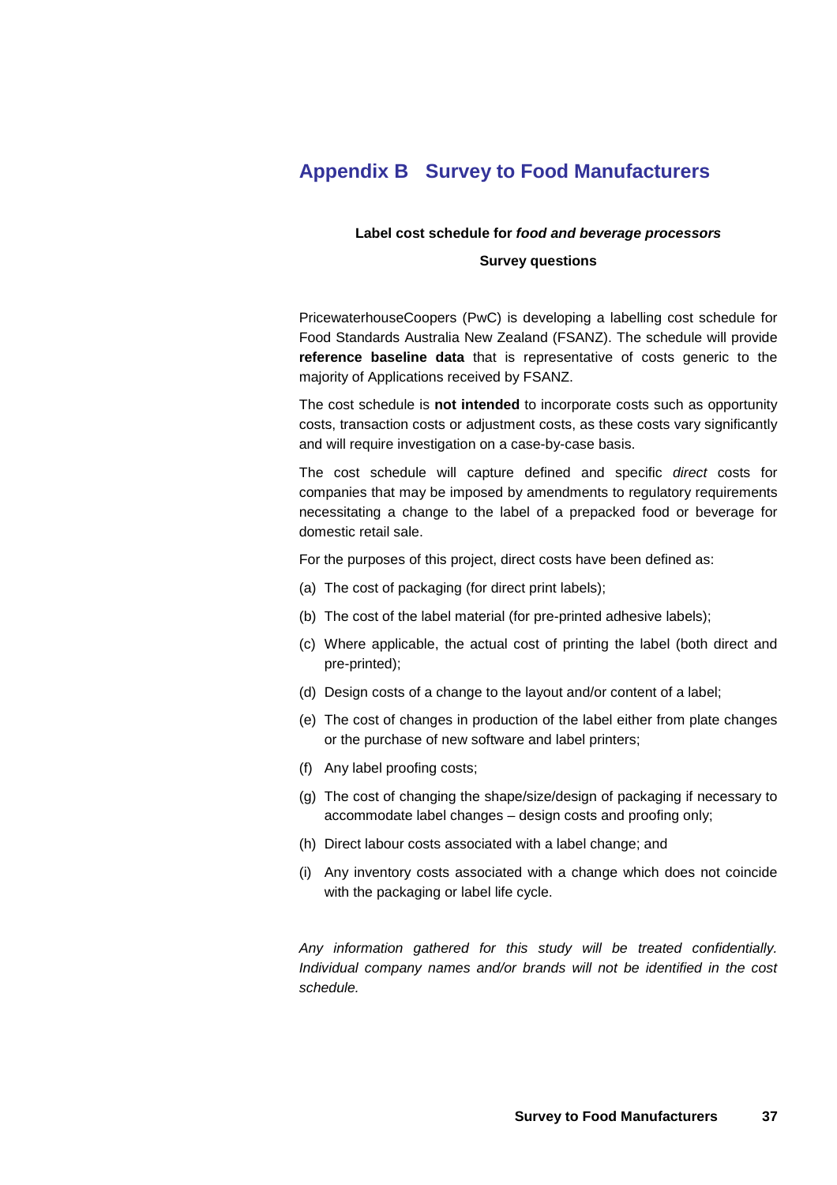# Appendix B Survey to Food Manufacturers

**Label cost schedule for *food and beverage processors***

**Survey questions**

PricewaterhouseCoopers (PwC) is developing a labelling cost schedule for Food Standards Australia New Zealand (FSANZ). The schedule will provide **reference baseline data** that is representative of costs generic to the majority of Applications received by FSANZ.

The cost schedule is **not intended** to incorporate costs such as opportunity costs, transaction costs or adjustment costs, as these costs vary significantly and will require investigation on a case-by-case basis.

The cost schedule will capture defined and specific *direct* costs for companies that may be imposed by amendments to regulatory requirements necessitating a change to the label of a prepacked food or beverage for domestic retail sale.

For the purposes of this project, direct costs have been defined as:

(a) The cost of packaging (for direct print labels);

(b) The cost of the label material (for pre-printed adhesive labels);

(c) Where applicable, the actual cost of printing the label (both direct and pre-printed);

(d) Design costs of a change to the layout and/or content of a label;

(e) The cost of changes in production of the label either from plate changes or the purchase of new software and label printers;

(f) Any label proofing costs;

(g) The cost of changing the shape/size/design of packaging if necessary to accommodate label changes – design costs and proofing only;

(h) Direct labour costs associated with a label change; and

(i) Any inventory costs associated with a change which does not coincide with the packaging or label life cycle.

*Any information gathered for this study will be treated confidentially. Individual company names and/or brands will not be identified in the cost schedule.*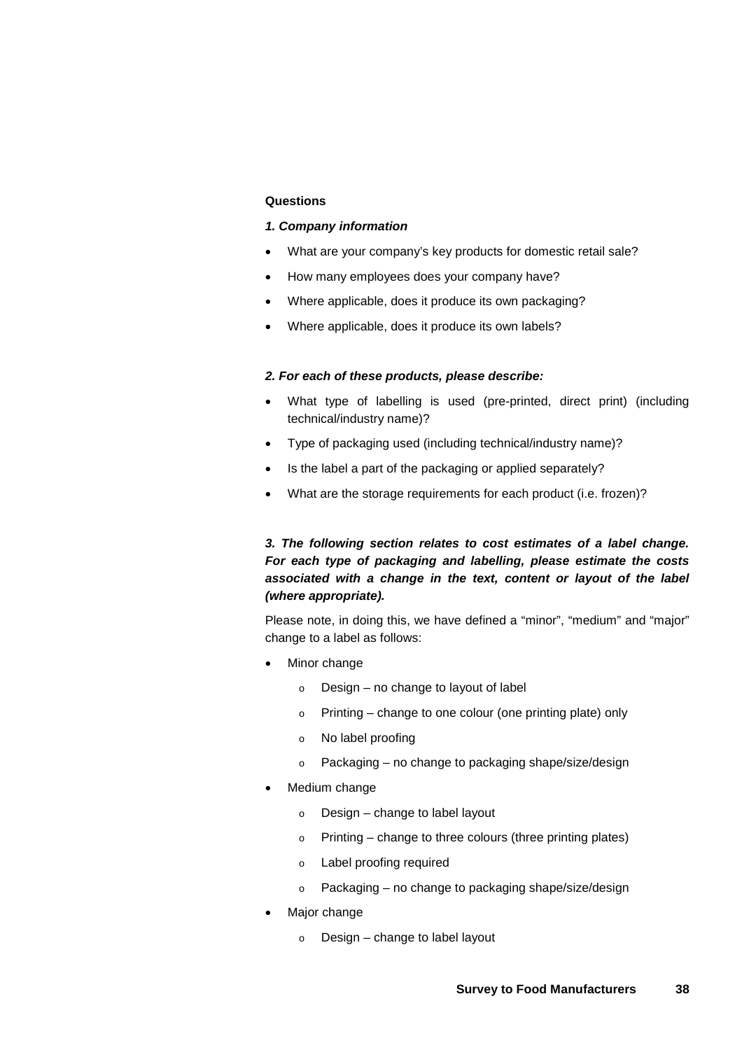**Questions**

***1. Company information***

- What are your company's key products for domestic retail sale?
- How many employees does your company have?
- Where applicable, does it produce its own packaging?
- Where applicable, does it produce its own labels?

***2. For each of these products, please describe:***

- What type of labelling is used (pre-printed, direct print) (including technical/industry name)?
- Type of packaging used (including technical/industry name)?
- Is the label a part of the packaging or applied separately?
- What are the storage requirements for each product (i.e. frozen)?

***3. The following section relates to cost estimates of a label change. For each type of packaging and labelling, please estimate the costs associated with a change in the text, content or layout of the label (where appropriate).***

Please note, in doing this, we have defined a "minor", "medium" and "major" change to a label as follows:

- Minor change
  - Design – no change to layout of label
  - Printing – change to one colour (one printing plate) only
  - No label proofing
  - Packaging – no change to packaging shape/size/design
- Medium change
  - Design – change to label layout
  - Printing – change to three colours (three printing plates)
  - Label proofing required
  - Packaging – no change to packaging shape/size/design
- Major change
  - Design – change to label layout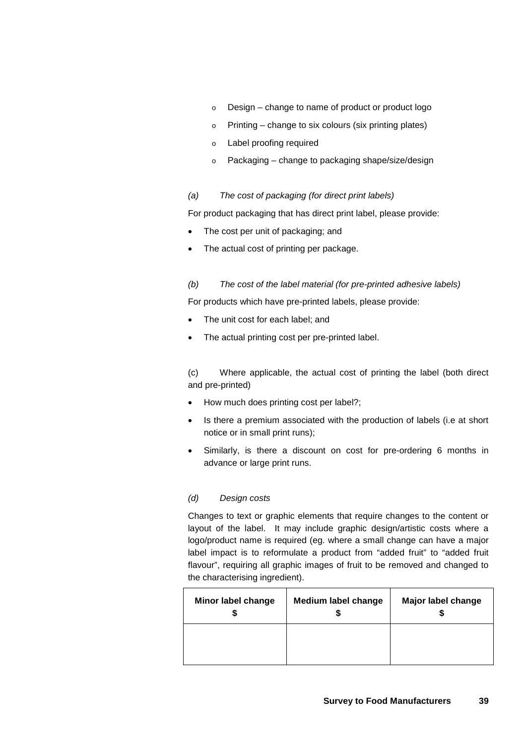- Design – change to name of product or product logo
  - Printing – change to six colours (six printing plates)
  - Label proofing required
  - Packaging – change to packaging shape/size/design

*(a) The cost of packaging (for direct print labels)*

For product packaging that has direct print label, please provide:

- The cost per unit of packaging; and
- The actual cost of printing per package.

*(b) The cost of the label material (for pre-printed adhesive labels)*

For products which have pre-printed labels, please provide:

- The unit cost for each label; and
- The actual printing cost per pre-printed label.

(c) Where applicable, the actual cost of printing the label (both direct and pre-printed)

- How much does printing cost per label?;
- Is there a premium associated with the production of labels (i.e at short notice or in small print runs);
- Similarly, is there a discount on cost for pre-ordering 6 months in advance or large print runs.

*(d) Design costs*

Changes to text or graphic elements that require changes to the content or layout of the label. It may include graphic design/artistic costs where a logo/product name is required (eg. where a small change can have a major label impact is to reformulate a product from "added fruit" to "added fruit flavour", requiring all graphic images of fruit to be removed and changed to the characterising ingredient).

| Minor label change $ | Medium label change $ | Major label change $ |
|---|---|---|
| | | |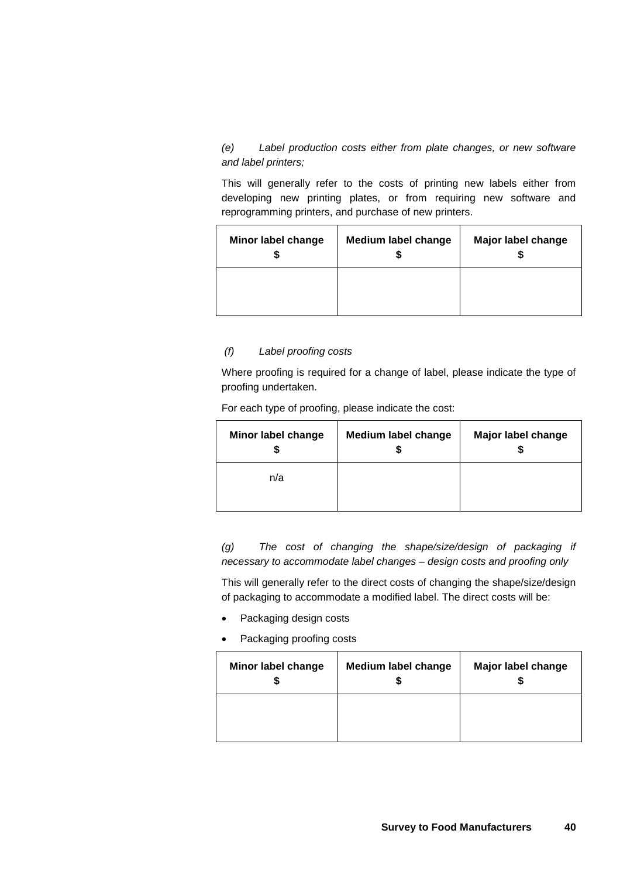*(e) Label production costs either from plate changes, or new software and label printers;*

This will generally refer to the costs of printing new labels either from developing new printing plates, or from requiring new software and reprogramming printers, and purchase of new printers.

| **Minor label change $** | **Medium label change $** | **Major label change $** |
|---|---|---|
| | | |

*(f) Label proofing costs*

Where proofing is required for a change of label, please indicate the type of proofing undertaken.

For each type of proofing, please indicate the cost:

| **Minor label change $** | **Medium label change $** | **Major label change $** |
|---|---|---|
| n/a | | |

*(g) The cost of changing the shape/size/design of packaging if necessary to accommodate label changes – design costs and proofing only*

This will generally refer to the direct costs of changing the shape/size/design of packaging to accommodate a modified label. The direct costs will be:

- Packaging design costs
- Packaging proofing costs

| **Minor label change $** | **Medium label change $** | **Major label change $** |
|---|---|---|
| | | |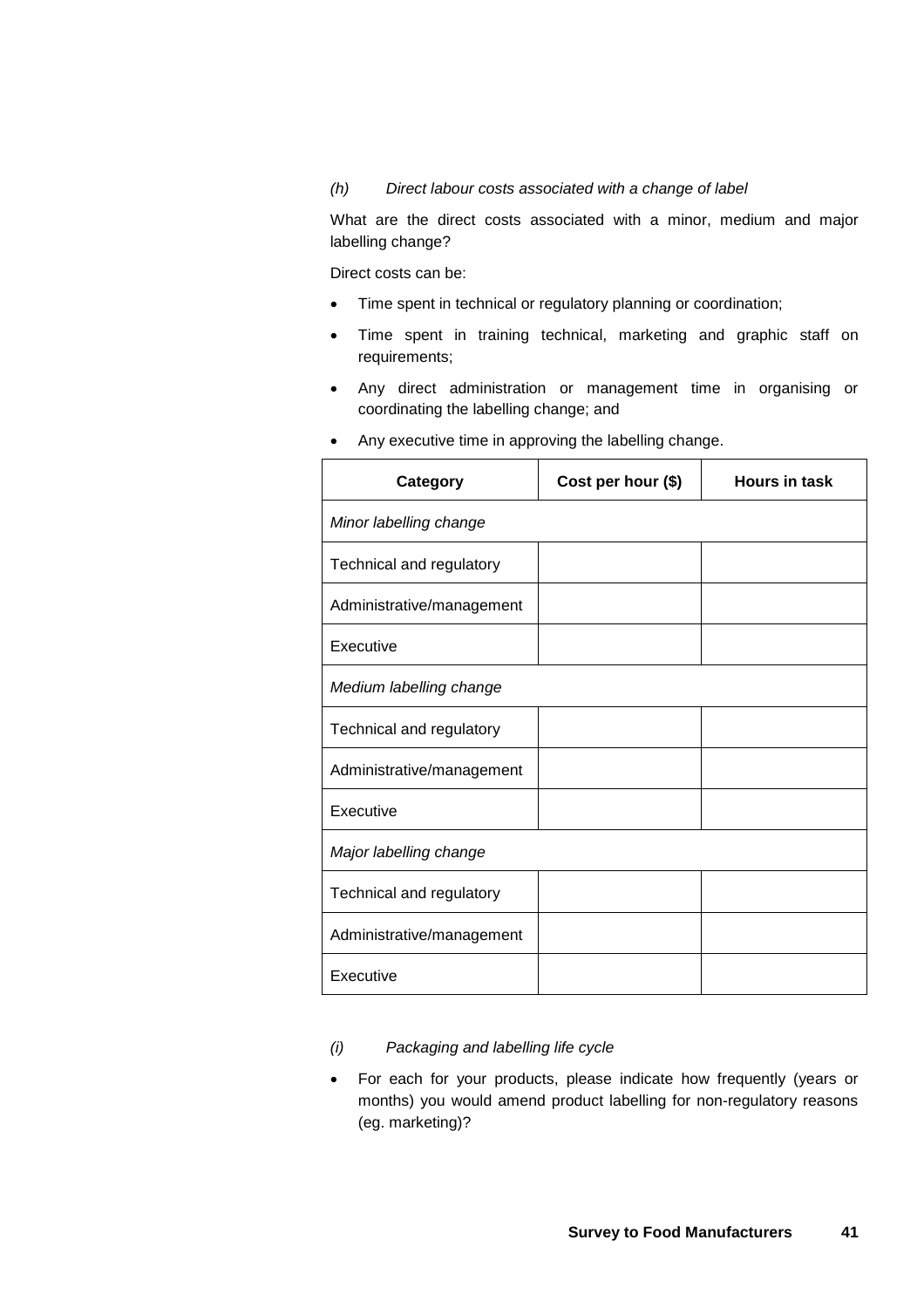*(h) Direct labour costs associated with a change of label*

What are the direct costs associated with a minor, medium and major labelling change?

Direct costs can be:

- Time spent in technical or regulatory planning or coordination;
- Time spent in training technical, marketing and graphic staff on requirements;
- Any direct administration or management time in organising or coordinating the labelling change; and
- Any executive time in approving the labelling change.

| Category | Cost per hour ($) | Hours in task |
|---|---|---|
| *Minor labelling change* | | |
| Technical and regulatory | | |
| Administrative/management | | |
| Executive | | |
| *Medium labelling change* | | |
| Technical and regulatory | | |
| Administrative/management | | |
| Executive | | |
| *Major labelling change* | | |
| Technical and regulatory | | |
| Administrative/management | | |
| Executive | | |

*(i) Packaging and labelling life cycle*

- For each for your products, please indicate how frequently (years or months) you would amend product labelling for non-regulatory reasons (eg. marketing)?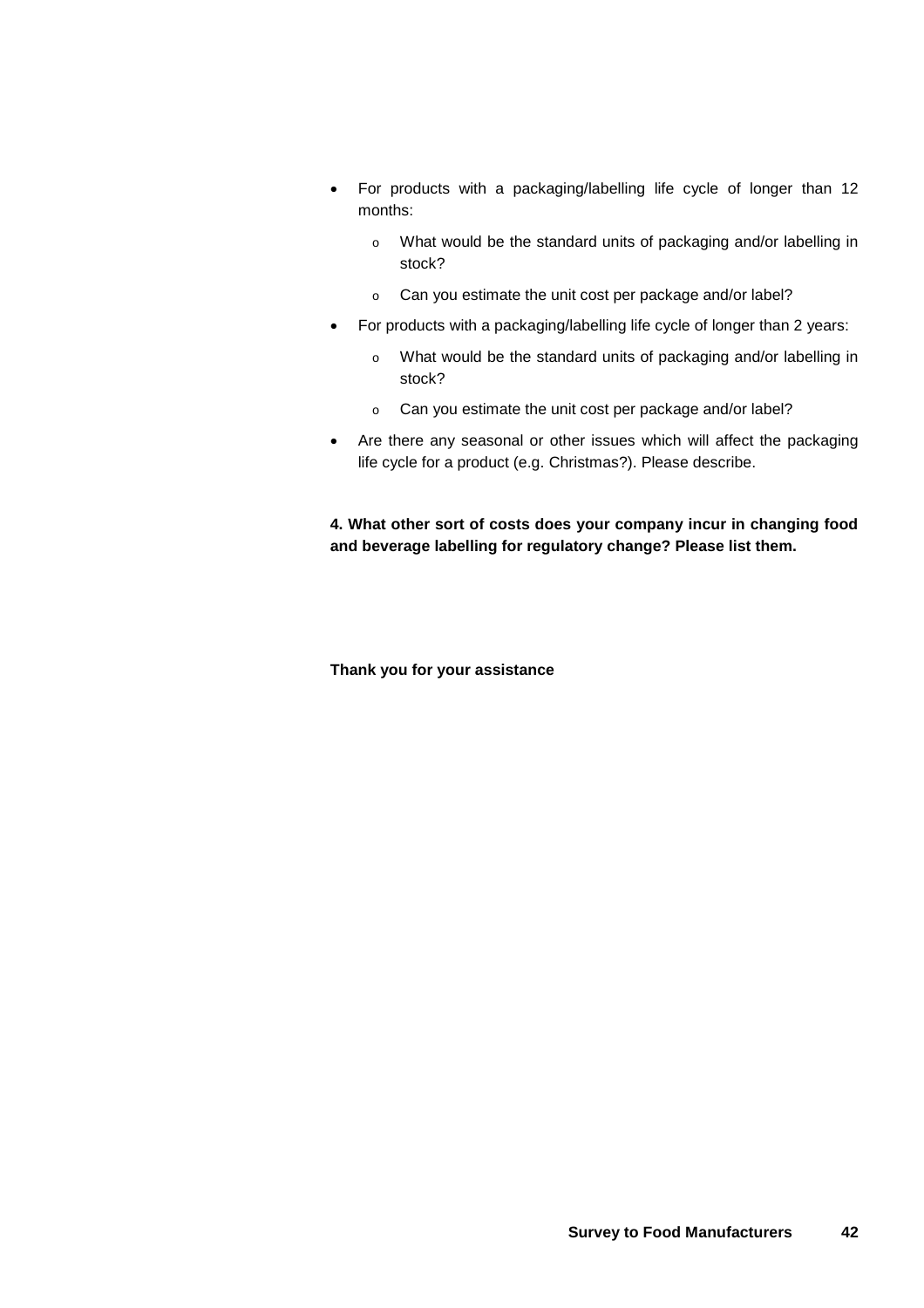- For products with a packaging/labelling life cycle of longer than 12 months:
  - What would be the standard units of packaging and/or labelling in stock?
  - Can you estimate the unit cost per package and/or label?
- For products with a packaging/labelling life cycle of longer than 2 years:
  - What would be the standard units of packaging and/or labelling in stock?
  - Can you estimate the unit cost per package and/or label?
- Are there any seasonal or other issues which will affect the packaging life cycle for a product (e.g. Christmas?). Please describe.

**4. What other sort of costs does your company incur in changing food and beverage labelling for regulatory change? Please list them.**

**Thank you for your assistance**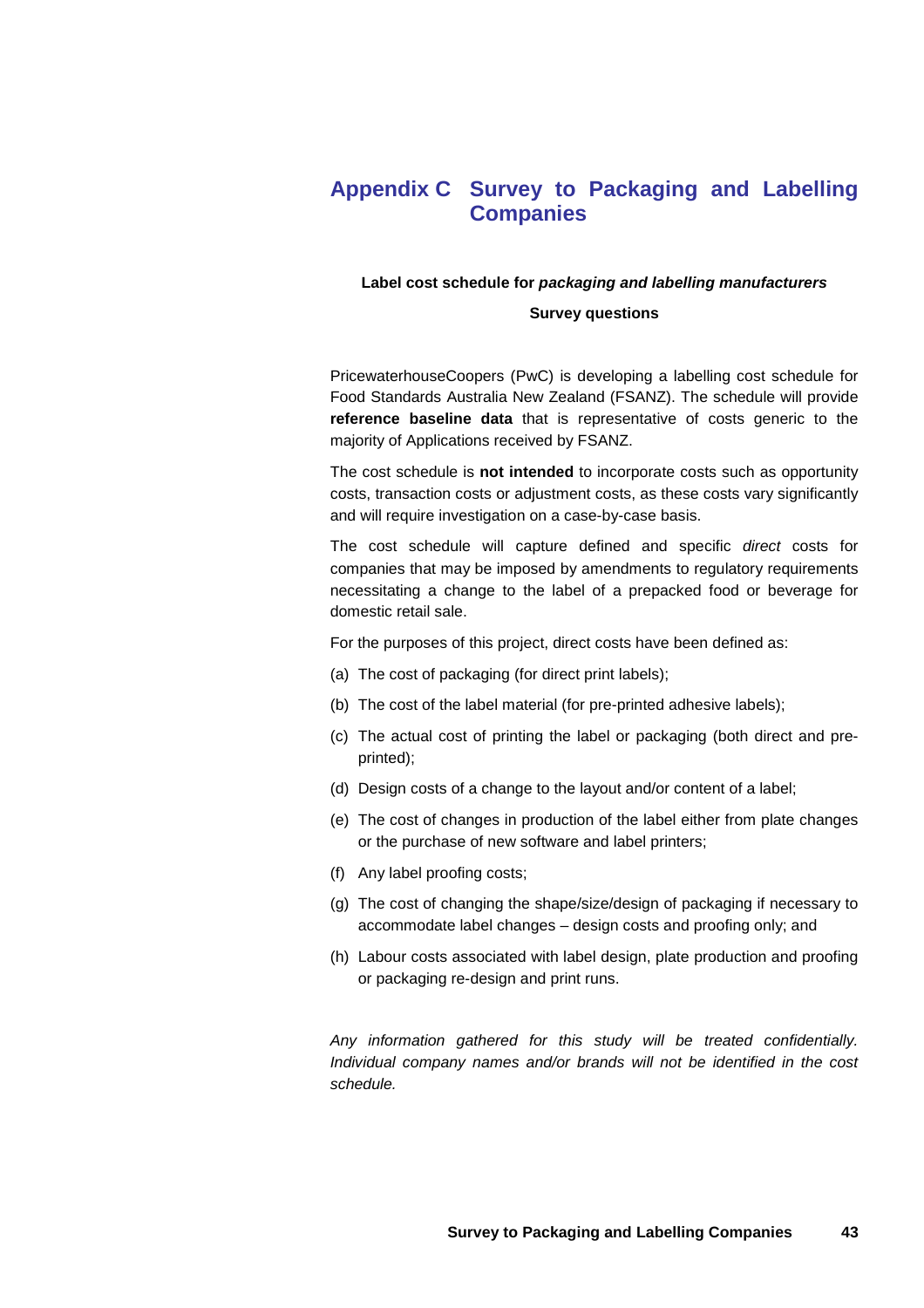# Appendix C Survey to Packaging and Labelling Companies

**Label cost schedule for *packaging and labelling manufacturers***

**Survey questions**

PricewaterhouseCoopers (PwC) is developing a labelling cost schedule for Food Standards Australia New Zealand (FSANZ). The schedule will provide **reference baseline data** that is representative of costs generic to the majority of Applications received by FSANZ.

The cost schedule is **not intended** to incorporate costs such as opportunity costs, transaction costs or adjustment costs, as these costs vary significantly and will require investigation on a case-by-case basis.

The cost schedule will capture defined and specific *direct* costs for companies that may be imposed by amendments to regulatory requirements necessitating a change to the label of a prepacked food or beverage for domestic retail sale.

For the purposes of this project, direct costs have been defined as:

(a) The cost of packaging (for direct print labels);

(b) The cost of the label material (for pre-printed adhesive labels);

(c) The actual cost of printing the label or packaging (both direct and pre-printed);

(d) Design costs of a change to the layout and/or content of a label;

(e) The cost of changes in production of the label either from plate changes or the purchase of new software and label printers;

(f) Any label proofing costs;

(g) The cost of changing the shape/size/design of packaging if necessary to accommodate label changes – design costs and proofing only; and

(h) Labour costs associated with label design, plate production and proofing or packaging re-design and print runs.

*Any information gathered for this study will be treated confidentially. Individual company names and/or brands will not be identified in the cost schedule.*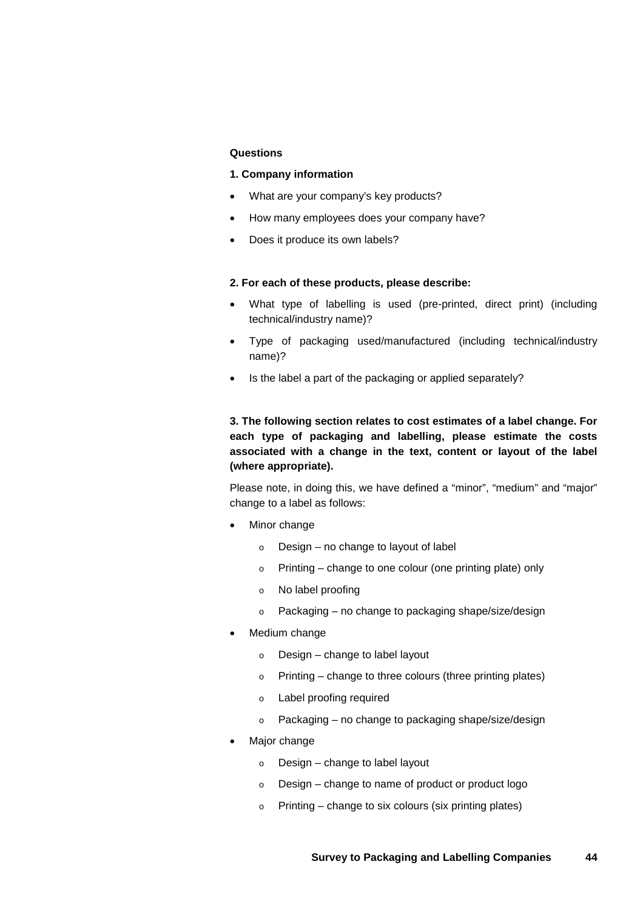**Questions**

**1. Company information**

- What are your company's key products?
- How many employees does your company have?
- Does it produce its own labels?

**2. For each of these products, please describe:**

- What type of labelling is used (pre-printed, direct print) (including technical/industry name)?
- Type of packaging used/manufactured (including technical/industry name)?
- Is the label a part of the packaging or applied separately?

**3. The following section relates to cost estimates of a label change. For each type of packaging and labelling, please estimate the costs associated with a change in the text, content or layout of the label (where appropriate).**

Please note, in doing this, we have defined a "minor", "medium" and "major" change to a label as follows:

- Minor change
  - Design – no change to layout of label
  - Printing – change to one colour (one printing plate) only
  - No label proofing
  - Packaging – no change to packaging shape/size/design
- Medium change
  - Design – change to label layout
  - Printing – change to three colours (three printing plates)
  - Label proofing required
  - Packaging – no change to packaging shape/size/design
- Major change
  - Design – change to label layout
  - Design – change to name of product or product logo
  - Printing – change to six colours (six printing plates)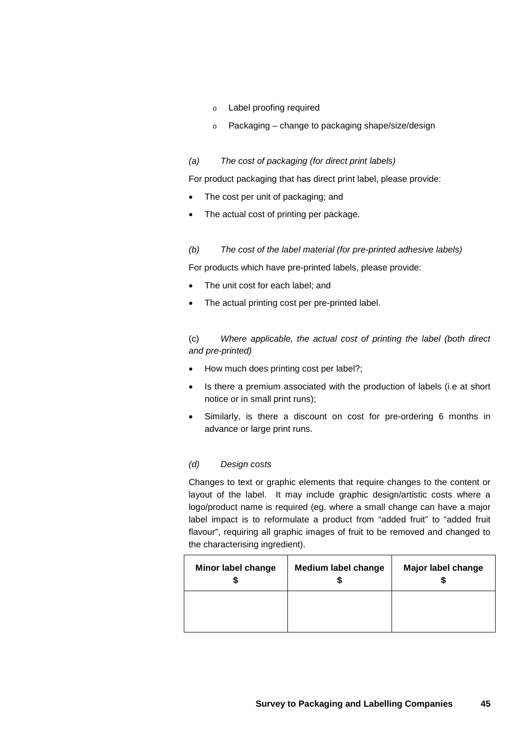- Label proofing required
  - Packaging – change to packaging shape/size/design

*(a) The cost of packaging (for direct print labels)*

For product packaging that has direct print label, please provide:

- The cost per unit of packaging; and
- The actual cost of printing per package.

*(b) The cost of the label material (for pre-printed adhesive labels)*

For products which have pre-printed labels, please provide:

- The unit cost for each label; and
- The actual printing cost per pre-printed label.

(c) *Where applicable, the actual cost of printing the label (both direct and pre-printed)*

- How much does printing cost per label?;
- Is there a premium associated with the production of labels (i.e at short notice or in small print runs);
- Similarly, is there a discount on cost for pre-ordering 6 months in advance or large print runs.

*(d) Design costs*

Changes to text or graphic elements that require changes to the content or layout of the label. It may include graphic design/artistic costs where a logo/product name is required (eg. where a small change can have a major label impact is to reformulate a product from "added fruit" to "added fruit flavour", requiring all graphic images of fruit to be removed and changed to the characterising ingredient).

| **Minor label change** <br> **$** | **Medium label change** <br> **$** | **Major label change** <br> **$** |
| --- | --- | --- |
| | | |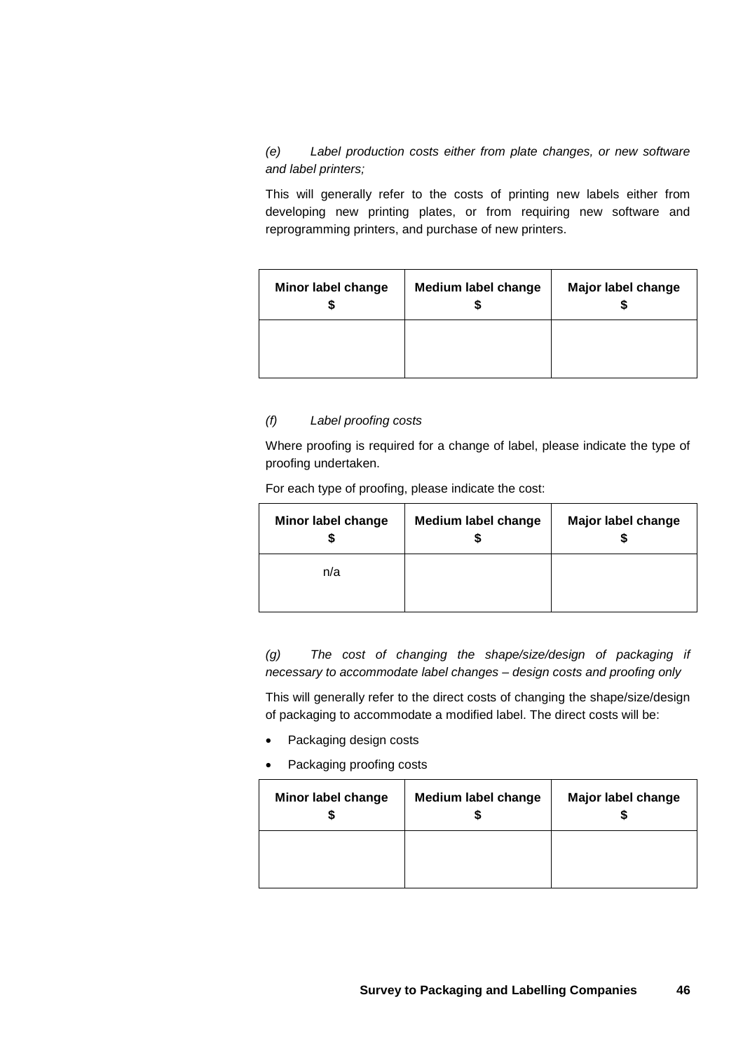*(e) Label production costs either from plate changes, or new software and label printers;*

This will generally refer to the costs of printing new labels either from developing new printing plates, or from requiring new software and reprogramming printers, and purchase of new printers.

| Minor label change $ | Medium label change $ | Major label change $ |
|---|---|---|
| | | |

*(f) Label proofing costs*

Where proofing is required for a change of label, please indicate the type of proofing undertaken.

For each type of proofing, please indicate the cost:

| Minor label change $ | Medium label change $ | Major label change $ |
|---|---|---|
| n/a | | |

*(g) The cost of changing the shape/size/design of packaging if necessary to accommodate label changes – design costs and proofing only*

This will generally refer to the direct costs of changing the shape/size/design of packaging to accommodate a modified label. The direct costs will be:

- Packaging design costs
- Packaging proofing costs

| Minor label change $ | Medium label change $ | Major label change $ |
|---|---|---|
| | | |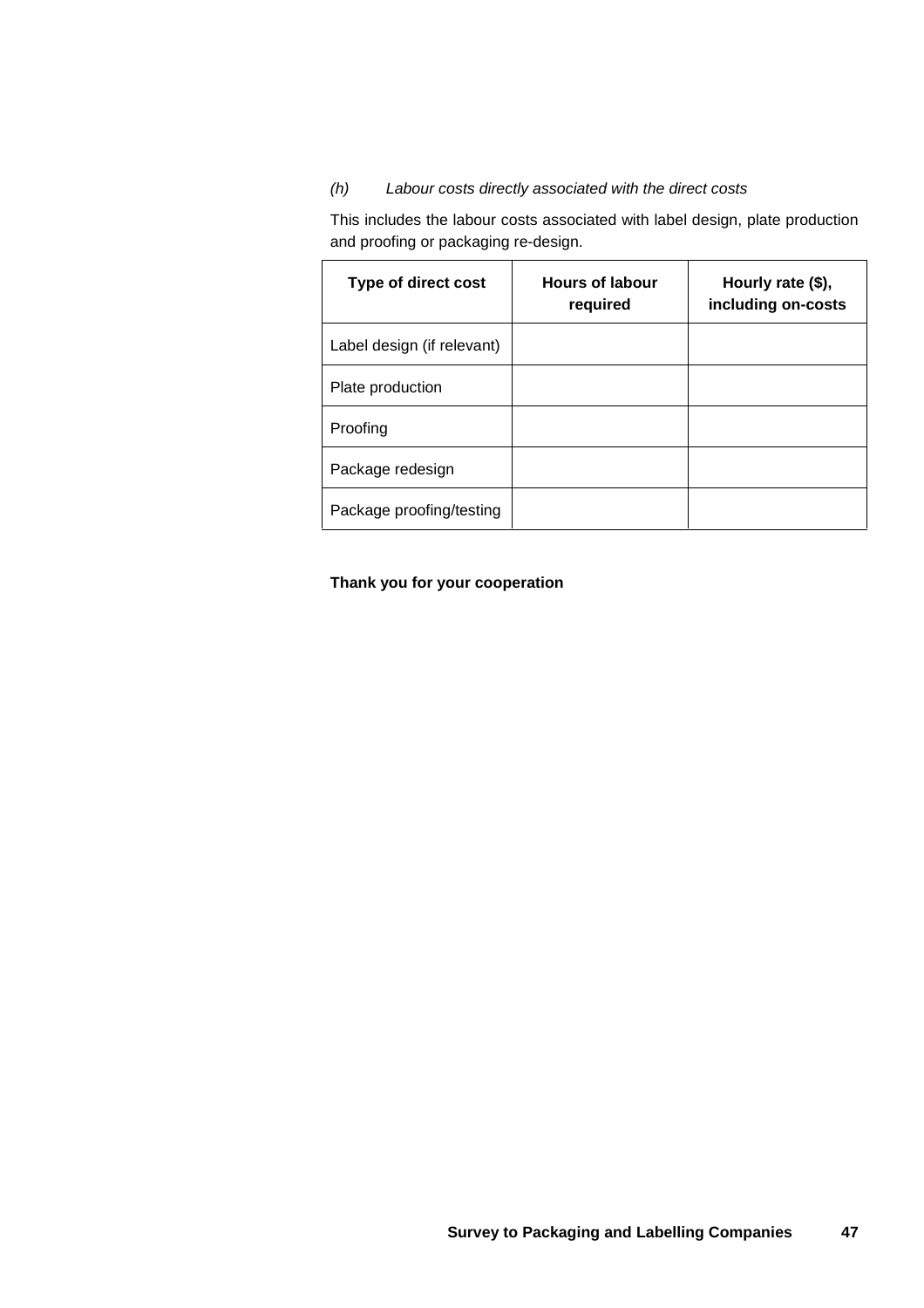*(h) Labour costs directly associated with the direct costs*

This includes the labour costs associated with label design, plate production and proofing or packaging re-design.

| Type of direct cost | Hours of labour required | Hourly rate ($), including on-costs |
|---|---|---|
| Label design (if relevant) | | |
| Plate production | | |
| Proofing | | |
| Package redesign | | |
| Package proofing/testing | | |

**Thank you for your cooperation**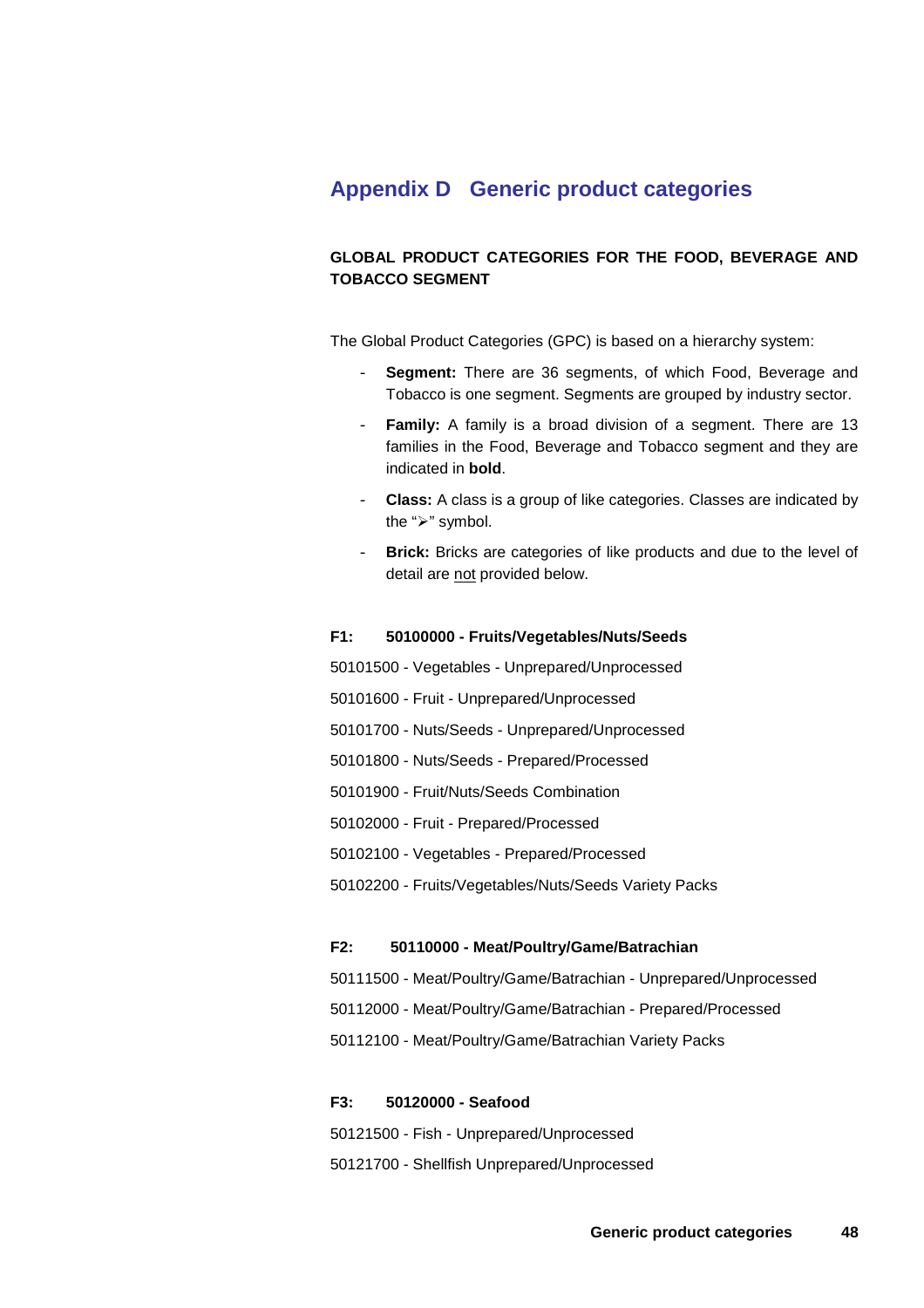# Appendix D Generic product categories

**GLOBAL PRODUCT CATEGORIES FOR THE FOOD, BEVERAGE AND TOBACCO SEGMENT**

The Global Product Categories (GPC) is based on a hierarchy system:

- **Segment:** There are 36 segments, of which Food, Beverage and Tobacco is one segment. Segments are grouped by industry sector.
- **Family:** A family is a broad division of a segment. There are 13 families in the Food, Beverage and Tobacco segment and they are indicated in **bold**.
- **Class:** A class is a group of like categories. Classes are indicated by the "➢" symbol.
- **Brick:** Bricks are categories of like products and due to the level of detail are <u>not</u> provided below.

**F1: 50100000 - Fruits/Vegetables/Nuts/Seeds**

50101500 - Vegetables - Unprepared/Unprocessed

50101600 - Fruit - Unprepared/Unprocessed

50101700 - Nuts/Seeds - Unprepared/Unprocessed

50101800 - Nuts/Seeds - Prepared/Processed

50101900 - Fruit/Nuts/Seeds Combination

50102000 - Fruit - Prepared/Processed

50102100 - Vegetables - Prepared/Processed

50102200 - Fruits/Vegetables/Nuts/Seeds Variety Packs

**F2: 50110000 - Meat/Poultry/Game/Batrachian**

50111500 - Meat/Poultry/Game/Batrachian - Unprepared/Unprocessed

50112000 - Meat/Poultry/Game/Batrachian - Prepared/Processed

50112100 - Meat/Poultry/Game/Batrachian Variety Packs

**F3: 50120000 - Seafood**

50121500 - Fish - Unprepared/Unprocessed

50121700 - Shellfish Unprepared/Unprocessed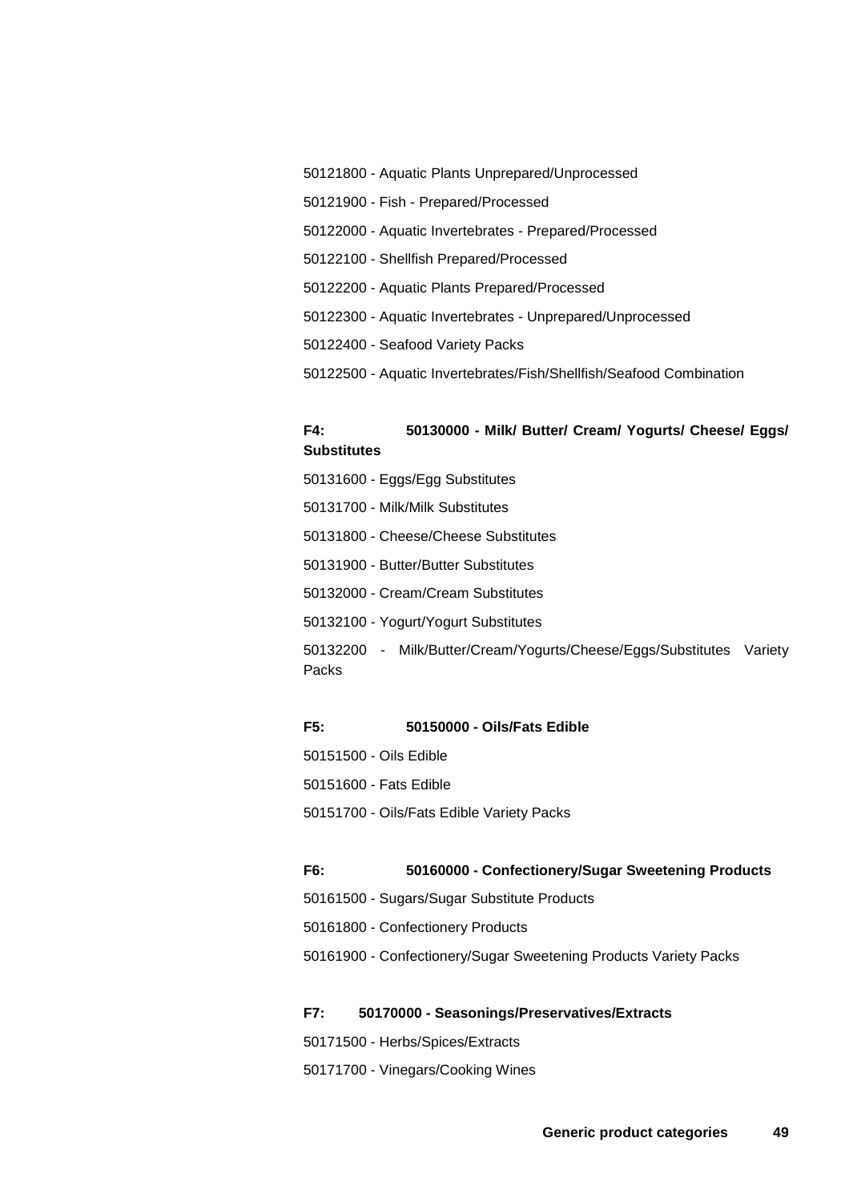50121800 - Aquatic Plants Unprepared/Unprocessed

50121900 - Fish - Prepared/Processed

50122000 - Aquatic Invertebrates - Prepared/Processed

50122100 - Shellfish Prepared/Processed

50122200 - Aquatic Plants Prepared/Processed

50122300 - Aquatic Invertebrates - Unprepared/Unprocessed

50122400 - Seafood Variety Packs

50122500 - Aquatic Invertebrates/Fish/Shellfish/Seafood Combination

**F4: 50130000 - Milk/ Butter/ Cream/ Yogurts/ Cheese/ Eggs/ Substitutes**

50131600 - Eggs/Egg Substitutes

50131700 - Milk/Milk Substitutes

50131800 - Cheese/Cheese Substitutes

50131900 - Butter/Butter Substitutes

50132000 - Cream/Cream Substitutes

50132100 - Yogurt/Yogurt Substitutes

50132200 - Milk/Butter/Cream/Yogurts/Cheese/Eggs/Substitutes Variety Packs

**F5: 50150000 - Oils/Fats Edible**

50151500 - Oils Edible

50151600 - Fats Edible

50151700 - Oils/Fats Edible Variety Packs

**F6: 50160000 - Confectionery/Sugar Sweetening Products**

50161500 - Sugars/Sugar Substitute Products

50161800 - Confectionery Products

50161900 - Confectionery/Sugar Sweetening Products Variety Packs

**F7: 50170000 - Seasonings/Preservatives/Extracts**

50171500 - Herbs/Spices/Extracts

50171700 - Vinegars/Cooking Wines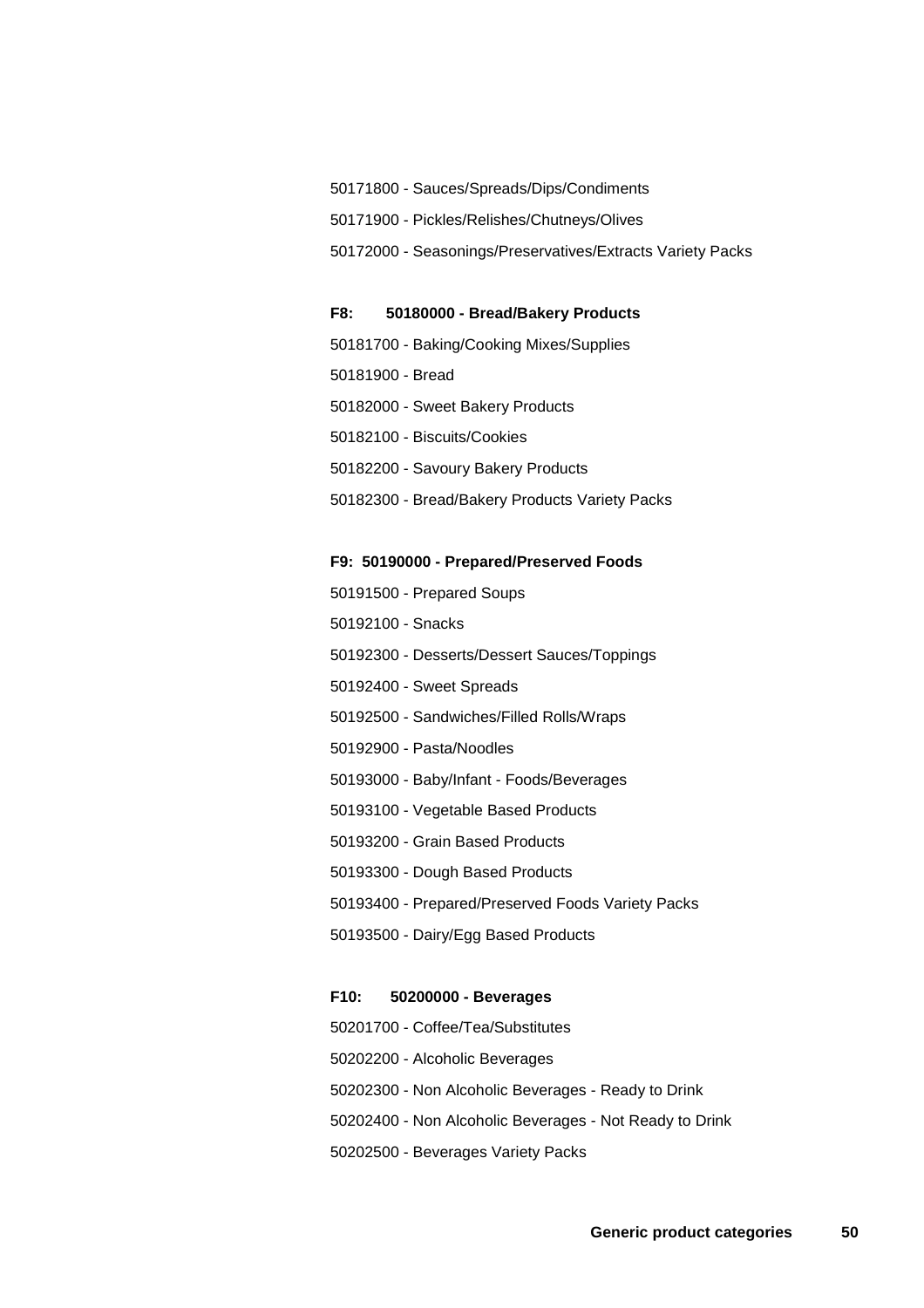50171800 - Sauces/Spreads/Dips/Condiments

50171900 - Pickles/Relishes/Chutneys/Olives

50172000 - Seasonings/Preservatives/Extracts Variety Packs

**F8: 50180000 - Bread/Bakery Products**

50181700 - Baking/Cooking Mixes/Supplies

50181900 - Bread

50182000 - Sweet Bakery Products

50182100 - Biscuits/Cookies

50182200 - Savoury Bakery Products

50182300 - Bread/Bakery Products Variety Packs

**F9: 50190000 - Prepared/Preserved Foods**

50191500 - Prepared Soups

50192100 - Snacks

50192300 - Desserts/Dessert Sauces/Toppings

50192400 - Sweet Spreads

50192500 - Sandwiches/Filled Rolls/Wraps

50192900 - Pasta/Noodles

50193000 - Baby/Infant - Foods/Beverages

50193100 - Vegetable Based Products

50193200 - Grain Based Products

50193300 - Dough Based Products

50193400 - Prepared/Preserved Foods Variety Packs

50193500 - Dairy/Egg Based Products

**F10: 50200000 - Beverages**

50201700 - Coffee/Tea/Substitutes

50202200 - Alcoholic Beverages

50202300 - Non Alcoholic Beverages - Ready to Drink

50202400 - Non Alcoholic Beverages - Not Ready to Drink

50202500 - Beverages Variety Packs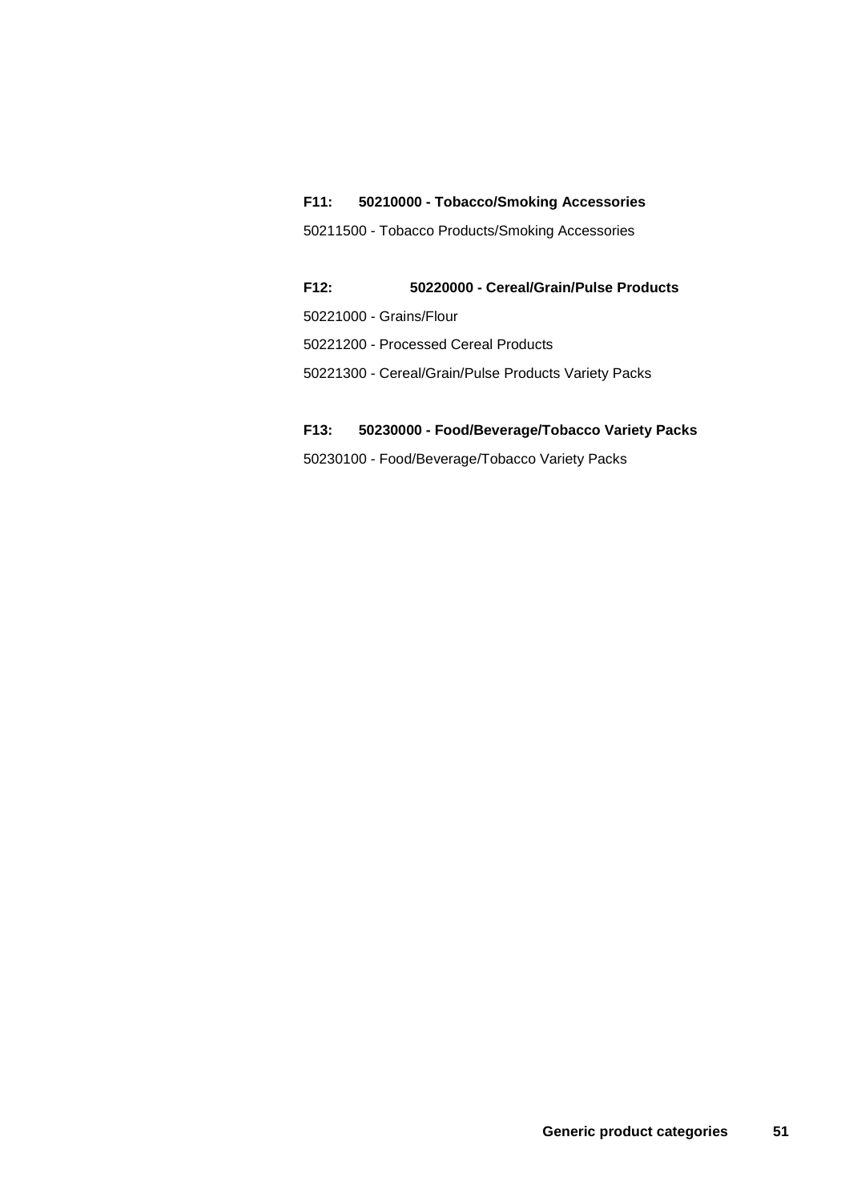### F11: 50210000 - Tobacco/Smoking Accessories

50211500 - Tobacco Products/Smoking Accessories

### F12: 50220000 - Cereal/Grain/Pulse Products

50221000 - Grains/Flour

50221200 - Processed Cereal Products

50221300 - Cereal/Grain/Pulse Products Variety Packs

### F13: 50230000 - Food/Beverage/Tobacco Variety Packs

50230100 - Food/Beverage/Tobacco Variety Packs